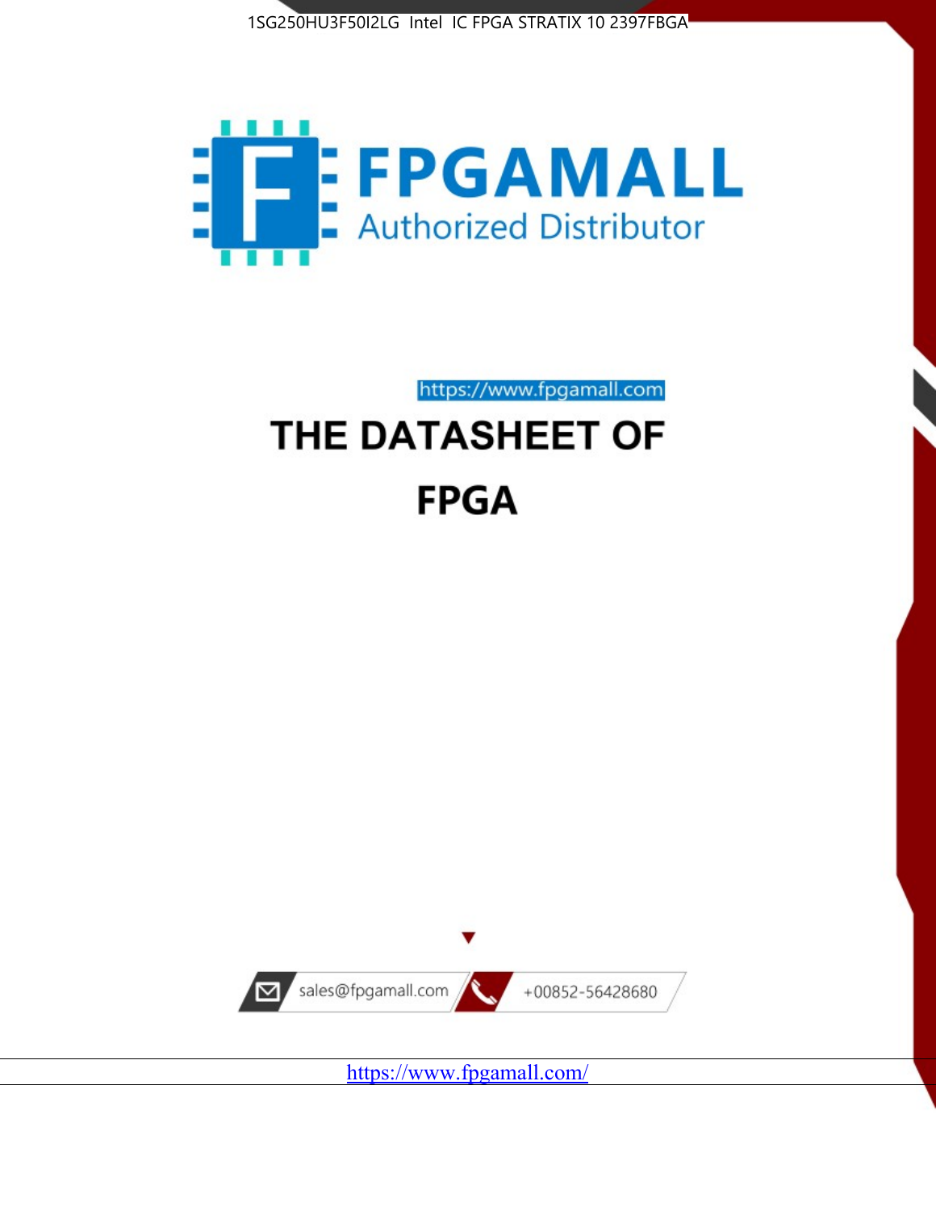1SG250HU3F50I2LG Intel IC FPGA STRATIX 10 2397FBGA

FPGAMALL

Authorized Distributor

https://www.fpgamall.com

# THE DATASHEET OF

# FPGA

sales@fpgamall.com

+00852-56428680

https://www.fpgamall.com/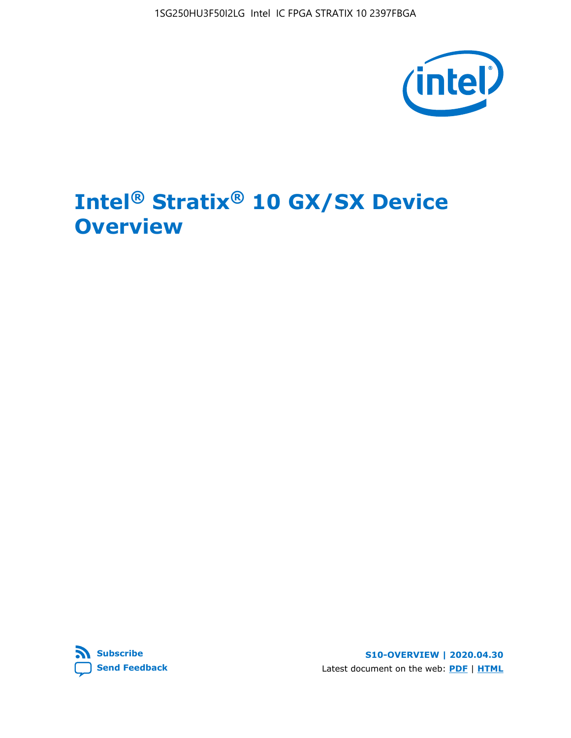# Intel® Stratix® 10 GX/SX Device Overview

[Subscribe](#) [Send Feedback](#)

S10-OVERVIEW | 2020.04.30

Latest document on the web: [PDF](#) | [HTML](#)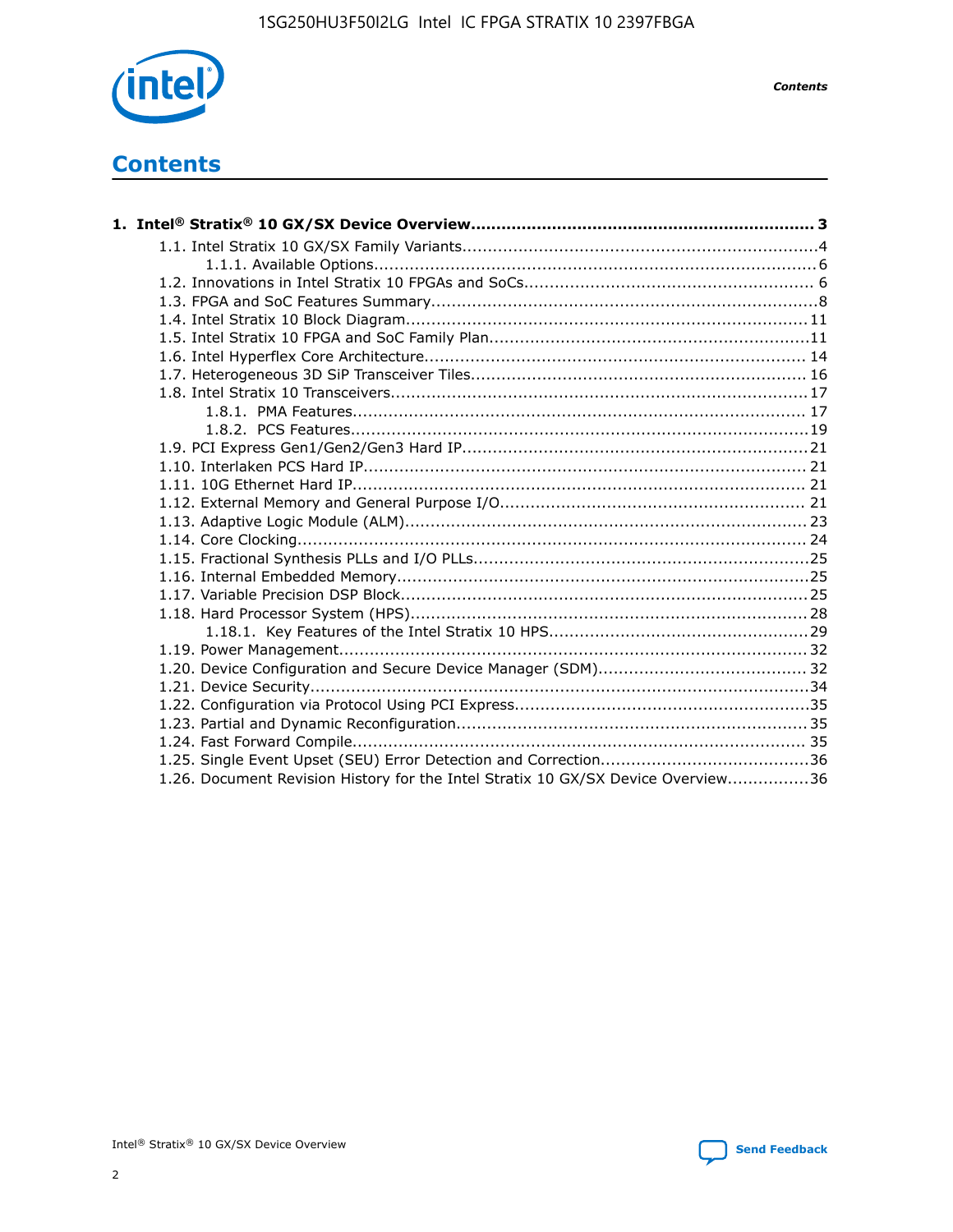# Contents

**1. Intel® Stratix® 10 GX/SX Device Overview.................................................................... 3**

- 1.1. Intel Stratix 10 GX/SX Family Variants.....................................................................4
  - 1.1.1. Available Options......................................................................................6
- 1.2. Innovations in Intel Stratix 10 FPGAs and SoCs........................................................ 6
- 1.3. FPGA and SoC Features Summary...........................................................................8
- 1.4. Intel Stratix 10 Block Diagram.............................................................................. 11
- 1.5. Intel Stratix 10 FPGA and SoC Family Plan..............................................................11
- 1.6. Intel Hyperflex Core Architecture.......................................................................... 14
- 1.7. Heterogeneous 3D SiP Transceiver Tiles................................................................. 16
- 1.8. Intel Stratix 10 Transceivers................................................................................ 17
  - 1.8.1. PMA Features........................................................................................ 17
  - 1.8.2. PCS Features.........................................................................................19
- 1.9. PCI Express Gen1/Gen2/Gen3 Hard IP...................................................................21
- 1.10. Interlaken PCS Hard IP...................................................................................... 21
- 1.11. 10G Ethernet Hard IP........................................................................................ 21
- 1.12. External Memory and General Purpose I/O........................................................... 21
- 1.13. Adaptive Logic Module (ALM).............................................................................. 23
- 1.14. Core Clocking................................................................................................... 24
- 1.15. Fractional Synthesis PLLs and I/O PLLs.................................................................25
- 1.16. Internal Embedded Memory................................................................................25
- 1.17. Variable Precision DSP Block...............................................................................25
- 1.18. Hard Processor System (HPS).............................................................................28
  - 1.18.1. Key Features of the Intel Stratix 10 HPS..................................................29
- 1.19. Power Management.......................................................................................... 32
- 1.20. Device Configuration and Secure Device Manager (SDM)........................................ 32
- 1.21. Device Security.................................................................................................34
- 1.22. Configuration via Protocol Using PCI Express.........................................................35
- 1.23. Partial and Dynamic Reconfiguration.................................................................... 35
- 1.24. Fast Forward Compile........................................................................................ 35
- 1.25. Single Event Upset (SEU) Error Detection and Correction........................................36
- 1.26. Document Revision History for the Intel Stratix 10 GX/SX Device Overview................36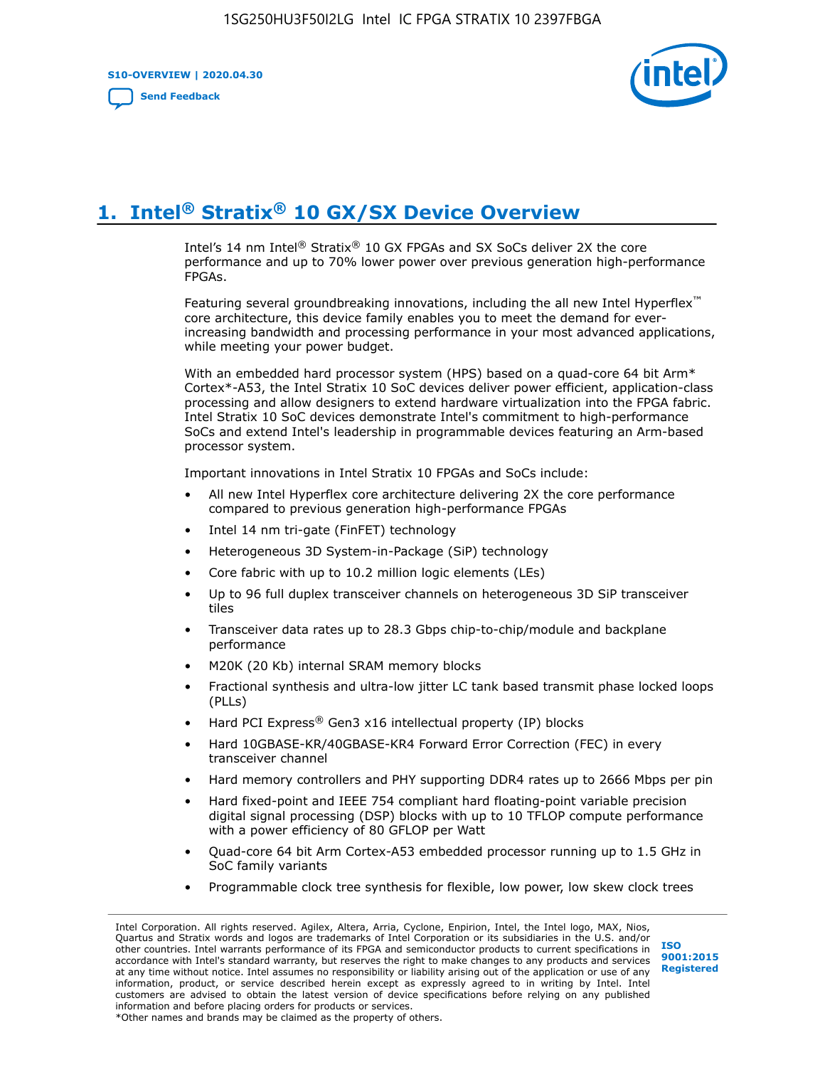# 1. Intel® Stratix® 10 GX/SX Device Overview

Intel's 14 nm Intel® Stratix® 10 GX FPGAs and SX SoCs deliver 2X the core performance and up to 70% lower power over previous generation high-performance FPGAs.

Featuring several groundbreaking innovations, including the all new Intel Hyperflex™ core architecture, this device family enables you to meet the demand for ever-increasing bandwidth and processing performance in your most advanced applications, while meeting your power budget.

With an embedded hard processor system (HPS) based on a quad-core 64 bit Arm* Cortex*-A53, the Intel Stratix 10 SoC devices deliver power efficient, application-class processing and allow designers to extend hardware virtualization into the FPGA fabric. Intel Stratix 10 SoC devices demonstrate Intel's commitment to high-performance SoCs and extend Intel's leadership in programmable devices featuring an Arm-based processor system.

Important innovations in Intel Stratix 10 FPGAs and SoCs include:

- All new Intel Hyperflex core architecture delivering 2X the core performance compared to previous generation high-performance FPGAs
- Intel 14 nm tri-gate (FinFET) technology
- Heterogeneous 3D System-in-Package (SiP) technology
- Core fabric with up to 10.2 million logic elements (LEs)
- Up to 96 full duplex transceiver channels on heterogeneous 3D SiP transceiver tiles
- Transceiver data rates up to 28.3 Gbps chip-to-chip/module and backplane performance
- M20K (20 Kb) internal SRAM memory blocks
- Fractional synthesis and ultra-low jitter LC tank based transmit phase locked loops (PLLs)
- Hard PCI Express® Gen3 x16 intellectual property (IP) blocks
- Hard 10GBASE-KR/40GBASE-KR4 Forward Error Correction (FEC) in every transceiver channel
- Hard memory controllers and PHY supporting DDR4 rates up to 2666 Mbps per pin
- Hard fixed-point and IEEE 754 compliant hard floating-point variable precision digital signal processing (DSP) blocks with up to 10 TFLOP compute performance with a power efficiency of 80 GFLOP per Watt
- Quad-core 64 bit Arm Cortex-A53 embedded processor running up to 1.5 GHz in SoC family variants
- Programmable clock tree synthesis for flexible, low power, low skew clock trees

Intel Corporation. All rights reserved. Agilex, Altera, Arria, Cyclone, Enpirion, Intel, the Intel logo, MAX, Nios, Quartus and Stratix words and logos are trademarks of Intel Corporation or its subsidiaries in the U.S. and/or other countries. Intel warrants performance of its FPGA and semiconductor products to current specifications in accordance with Intel's standard warranty, but reserves the right to make changes to any products and services at any time without notice. Intel assumes no responsibility or liability arising out of the application or use of any information, product, or service described herein except as expressly agreed to in writing by Intel. Intel customers are advised to obtain the latest version of device specifications before relying on any published information and before placing orders for products or services.
*Other names and brands may be claimed as the property of others.

ISO 9001:2015 Registered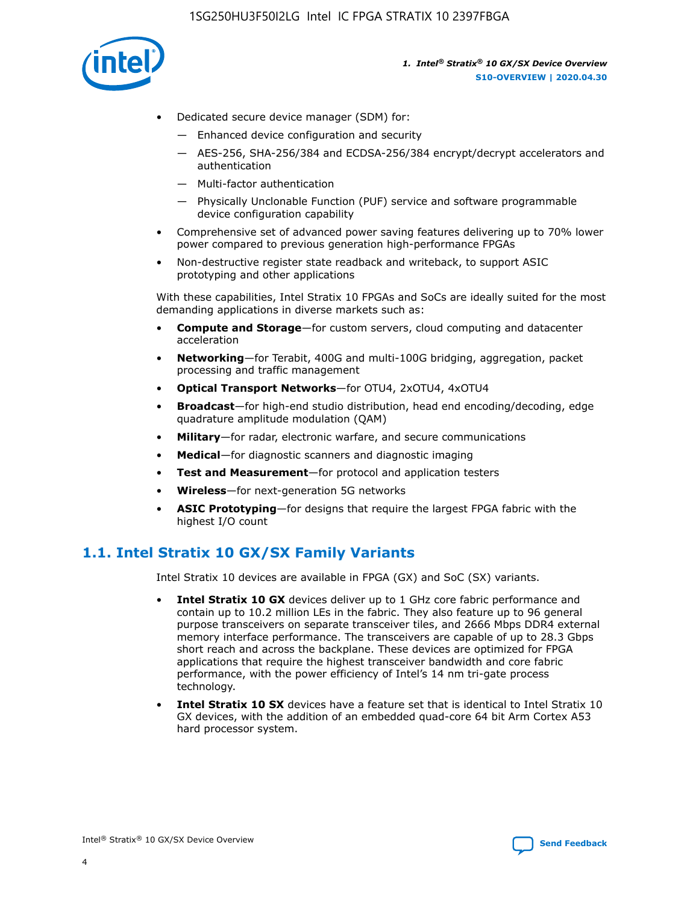- Dedicated secure device manager (SDM) for:
  - — Enhanced device configuration and security
  - — AES-256, SHA-256/384 and ECDSA-256/384 encrypt/decrypt accelerators and authentication
  - — Multi-factor authentication
  - — Physically Unclonable Function (PUF) service and software programmable device configuration capability
- Comprehensive set of advanced power saving features delivering up to 70% lower power compared to previous generation high-performance FPGAs
- Non-destructive register state readback and writeback, to support ASIC prototyping and other applications

With these capabilities, Intel Stratix 10 FPGAs and SoCs are ideally suited for the most demanding applications in diverse markets such as:

- **Compute and Storage**—for custom servers, cloud computing and datacenter acceleration
- **Networking**—for Terabit, 400G and multi-100G bridging, aggregation, packet processing and traffic management
- **Optical Transport Networks**—for OTU4, 2xOTU4, 4xOTU4
- **Broadcast**—for high-end studio distribution, head end encoding/decoding, edge quadrature amplitude modulation (QAM)
- **Military**—for radar, electronic warfare, and secure communications
- **Medical**—for diagnostic scanners and diagnostic imaging
- **Test and Measurement**—for protocol and application testers
- **Wireless**—for next-generation 5G networks
- **ASIC Prototyping**—for designs that require the largest FPGA fabric with the highest I/O count

## 1.1. Intel Stratix 10 GX/SX Family Variants

Intel Stratix 10 devices are available in FPGA (GX) and SoC (SX) variants.

- **Intel Stratix 10 GX** devices deliver up to 1 GHz core fabric performance and contain up to 10.2 million LEs in the fabric. They also feature up to 96 general purpose transceivers on separate transceiver tiles, and 2666 Mbps DDR4 external memory interface performance. The transceivers are capable of up to 28.3 Gbps short reach and across the backplane. These devices are optimized for FPGA applications that require the highest transceiver bandwidth and core fabric performance, with the power efficiency of Intel's 14 nm tri-gate process technology.
- **Intel Stratix 10 SX** devices have a feature set that is identical to Intel Stratix 10 GX devices, with the addition of an embedded quad-core 64 bit Arm Cortex A53 hard processor system.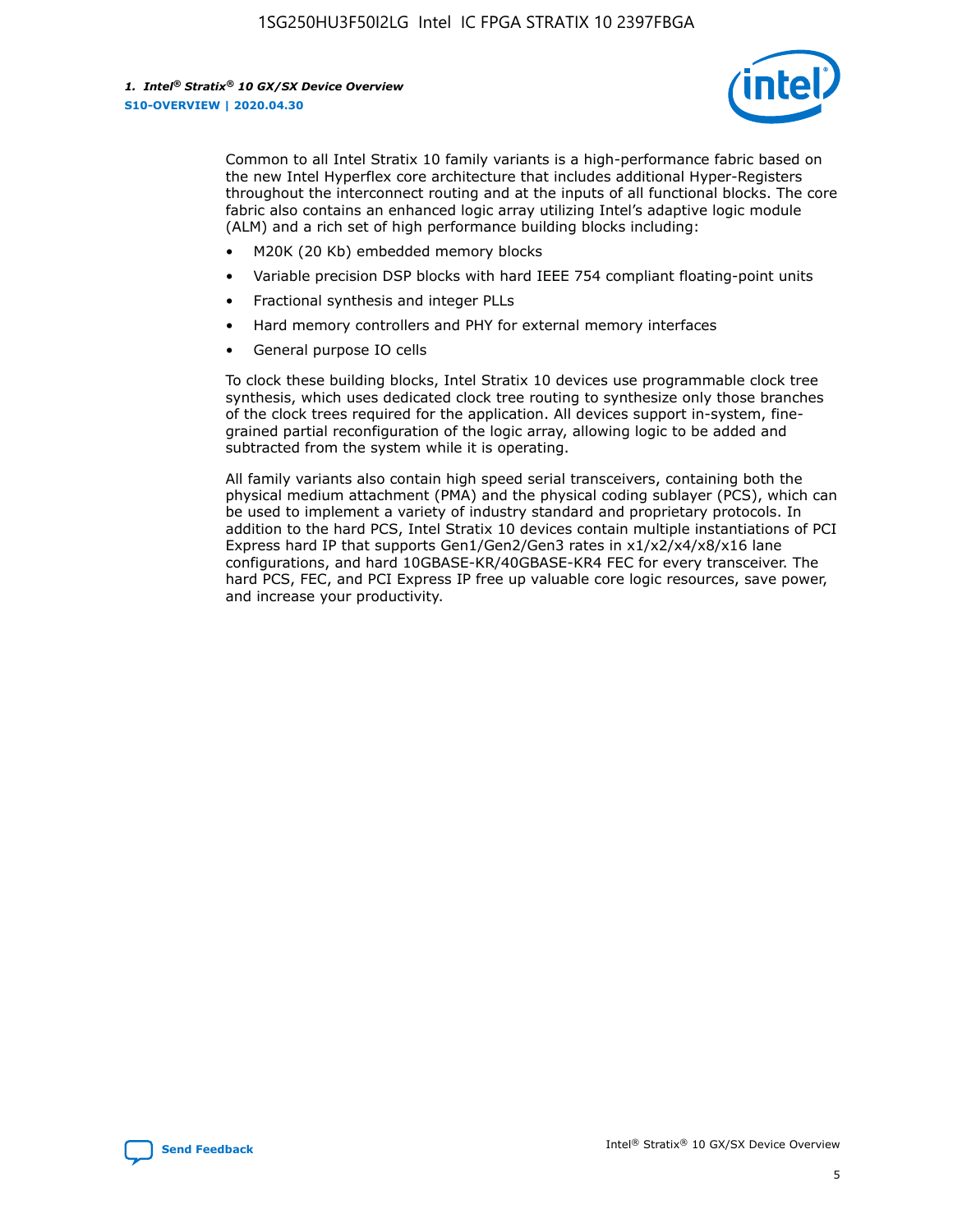Common to all Intel Stratix 10 family variants is a high-performance fabric based on the new Intel Hyperflex core architecture that includes additional Hyper-Registers throughout the interconnect routing and at the inputs of all functional blocks. The core fabric also contains an enhanced logic array utilizing Intel's adaptive logic module (ALM) and a rich set of high performance building blocks including:

- M20K (20 Kb) embedded memory blocks
- Variable precision DSP blocks with hard IEEE 754 compliant floating-point units
- Fractional synthesis and integer PLLs
- Hard memory controllers and PHY for external memory interfaces
- General purpose IO cells

To clock these building blocks, Intel Stratix 10 devices use programmable clock tree synthesis, which uses dedicated clock tree routing to synthesize only those branches of the clock trees required for the application. All devices support in-system, fine-grained partial reconfiguration of the logic array, allowing logic to be added and subtracted from the system while it is operating.

All family variants also contain high speed serial transceivers, containing both the physical medium attachment (PMA) and the physical coding sublayer (PCS), which can be used to implement a variety of industry standard and proprietary protocols. In addition to the hard PCS, Intel Stratix 10 devices contain multiple instantiations of PCI Express hard IP that supports Gen1/Gen2/Gen3 rates in x1/x2/x4/x8/x16 lane configurations, and hard 10GBASE-KR/40GBASE-KR4 FEC for every transceiver. The hard PCS, FEC, and PCI Express IP free up valuable core logic resources, save power, and increase your productivity.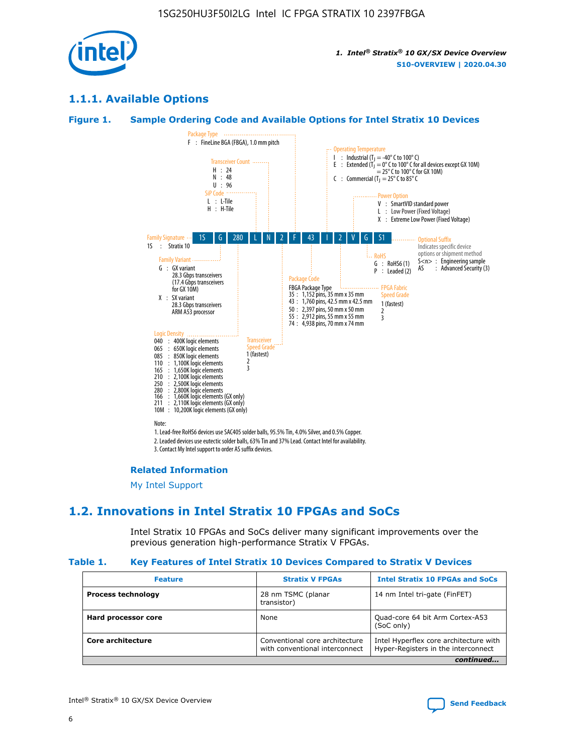## 1.1.1. Available Options

### Figure 1. Sample Ordering Code and Available Options for Intel Stratix 10 Devices

1S G 280 L N 2 F 43 I 2 V G S1

**Family Signature**
1S : Stratix 10

**Family Variant**
G : GX variant
28.3 Gbps transceivers
(17.4 Gbps transceivers for GX 10M)
X : SX variant
28.3 Gbps transceivers
ARM A53 processor

**Logic Density**
040 : 400K logic elements
065 : 650K logic elements
085 : 850K logic elements
110 : 1,100K logic elements
165 : 1,650K logic elements
210 : 2,100K logic elements
250 : 2,500K logic elements
280 : 2,800K logic elements
166 : 1,660K logic elements (GX only)
211 : 2,110K logic elements (GX only)
10M : 10,200K logic elements (GX only)

**SiP Code**
L : L-Tile
H : H-Tile

**Transceiver Count**
H : 24
N : 48
U : 96

**Transceiver Speed Grade**
1 (fastest)
2
3

**Package Type**
F : FineLine BGA (FBGA), 1.0 mm pitch

**Package Code**
FBGA Package Type
35 : 1,152 pins, 35 mm x 35 mm
43 : 1,760 pins, 42.5 mm x 42.5 mm
50 : 2,397 pins, 50 mm x 50 mm
55 : 2,912 pins, 55 mm x 55 mm
74 : 4,938 pins, 70 mm x 74 mm

**Operating Temperature**
I : Industrial ($T_J$ = -40° C to 100° C)
E : Extended ($T_J$ = 0° C to 100° C for all devices except GX 10M) = 25° C to 100° C for GX 10M)
C : Commercial ($T_J$ = 25° C to 85° C

**FPGA Fabric Speed Grade**
1 (fastest)
2
3

**Power Option**
V : SmartVID standard power
L : Low Power (Fixed Voltage)
X : Extreme Low Power (Fixed Voltage)

**RoHS**
G : RoHS6 (1)
P : Leaded (2)

**Optional Suffix**
Indicates specific device options or shipment method
S<n> : Engineering sample
AS : Advanced Security (3)

Note:
1. Lead-free RoHS6 devices use SAC405 solder balls, 95.5% Tin, 4.0% Silver, and 0.5% Copper.
2. Leaded devices use eutectic solder balls, 63% Tin and 37% Lead. Contact Intel for availability.
3. Contact My Intel support to order AS suffix devices.

#### Related Information

My Intel Support

## 1.2. Innovations in Intel Stratix 10 FPGAs and SoCs

Intel Stratix 10 FPGAs and SoCs deliver many significant improvements over the previous generation high-performance Stratix V FPGAs.

### Table 1. Key Features of Intel Stratix 10 Devices Compared to Stratix V Devices

| Feature | Stratix V FPGAs | Intel Stratix 10 FPGAs and SoCs |
| --- | --- | --- |
| **Process technology** | 28 nm TSMC (planar transistor) | 14 nm Intel tri-gate (FinFET) |
| **Hard processor core** | None | Quad-core 64 bit Arm Cortex-A53 (SoC only) |
| **Core architecture** | Conventional core architecture with conventional interconnect | Intel Hyperflex core architecture with Hyper-Registers in the interconnect |

*continued...*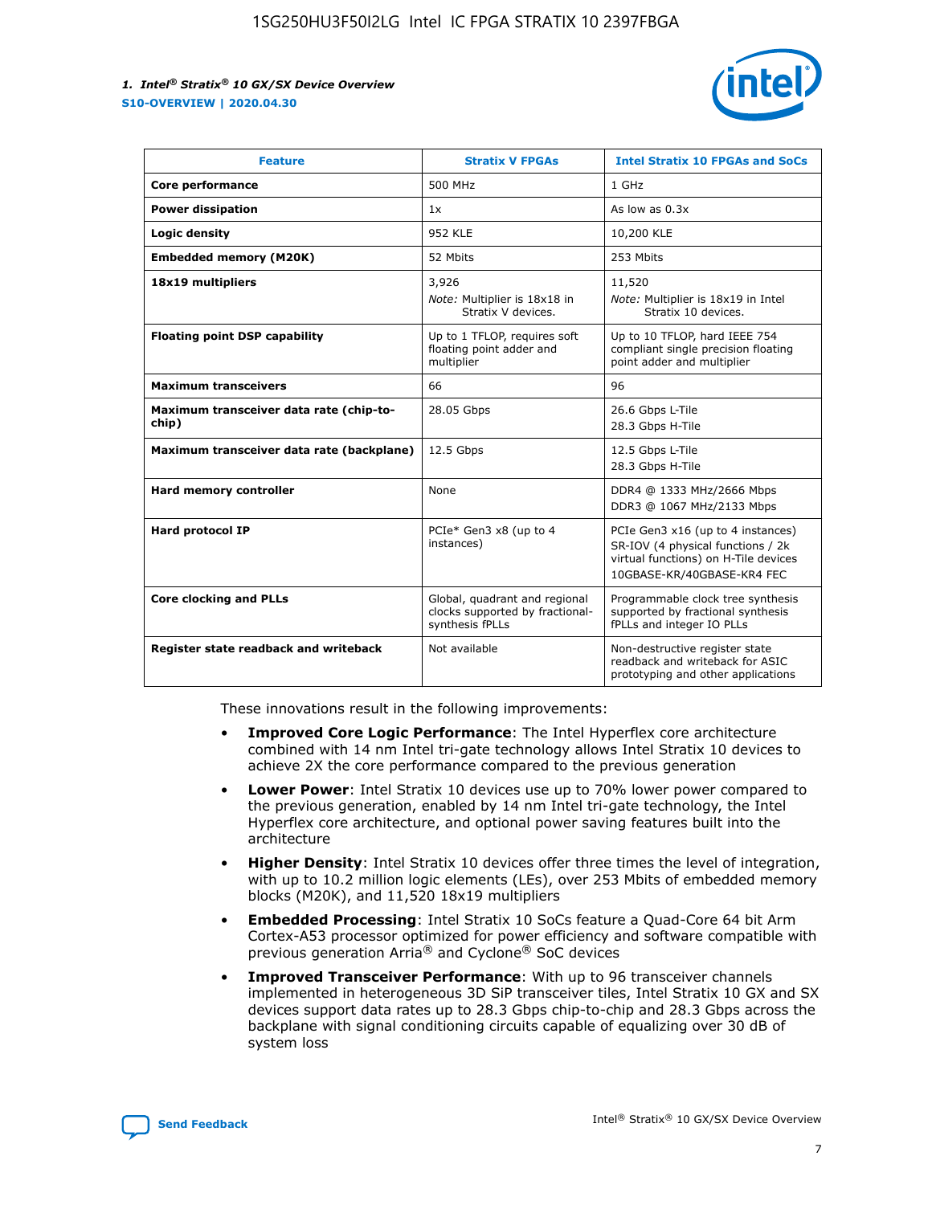| Feature | Stratix V FPGAs | Intel Stratix 10 FPGAs and SoCs |
| --- | --- | --- |
| **Core performance** | 500 MHz | 1 GHz |
| **Power dissipation** | 1x | As low as 0.3x |
| **Logic density** | 952 KLE | 10,200 KLE |
| **Embedded memory (M20K)** | 52 Mbits | 253 Mbits |
| **18x19 multipliers** | 3,926<br>*Note:* Multiplier is 18x18 in Stratix V devices. | 11,520<br>*Note:* Multiplier is 18x19 in Intel Stratix 10 devices. |
| **Floating point DSP capability** | Up to 1 TFLOP, requires soft floating point adder and multiplier | Up to 10 TFLOP, hard IEEE 754 compliant single precision floating point adder and multiplier |
| **Maximum transceivers** | 66 | 96 |
| **Maximum transceiver data rate (chip-to-chip)** | 28.05 Gbps | 26.6 Gbps L-Tile<br>28.3 Gbps H-Tile |
| **Maximum transceiver data rate (backplane)** | 12.5 Gbps | 12.5 Gbps L-Tile<br>28.3 Gbps H-Tile |
| **Hard memory controller** | None | DDR4 @ 1333 MHz/2666 Mbps<br>DDR3 @ 1067 MHz/2133 Mbps |
| **Hard protocol IP** | PCIe* Gen3 x8 (up to 4 instances) | PCIe Gen3 x16 (up to 4 instances)<br>SR-IOV (4 physical functions / 2k virtual functions) on H-Tile devices<br>10GBASE-KR/40GBASE-KR4 FEC |
| **Core clocking and PLLs** | Global, quadrant and regional clocks supported by fractional-synthesis fPLLs | Programmable clock tree synthesis supported by fractional synthesis fPLLs and integer IO PLLs |
| **Register state readback and writeback** | Not available | Non-destructive register state readback and writeback for ASIC prototyping and other applications |

These innovations result in the following improvements:

- **Improved Core Logic Performance**: The Intel Hyperflex core architecture combined with 14 nm Intel tri-gate technology allows Intel Stratix 10 devices to achieve 2X the core performance compared to the previous generation
- **Lower Power**: Intel Stratix 10 devices use up to 70% lower power compared to the previous generation, enabled by 14 nm Intel tri-gate technology, the Intel Hyperflex core architecture, and optional power saving features built into the architecture
- **Higher Density**: Intel Stratix 10 devices offer three times the level of integration, with up to 10.2 million logic elements (LEs), over 253 Mbits of embedded memory blocks (M20K), and 11,520 18x19 multipliers
- **Embedded Processing**: Intel Stratix 10 SoCs feature a Quad-Core 64 bit Arm Cortex-A53 processor optimized for power efficiency and software compatible with previous generation Arria® and Cyclone® SoC devices
- **Improved Transceiver Performance**: With up to 96 transceiver channels implemented in heterogeneous 3D SiP transceiver tiles, Intel Stratix 10 GX and SX devices support data rates up to 28.3 Gbps chip-to-chip and 28.3 Gbps across the backplane with signal conditioning circuits capable of equalizing over 30 dB of system loss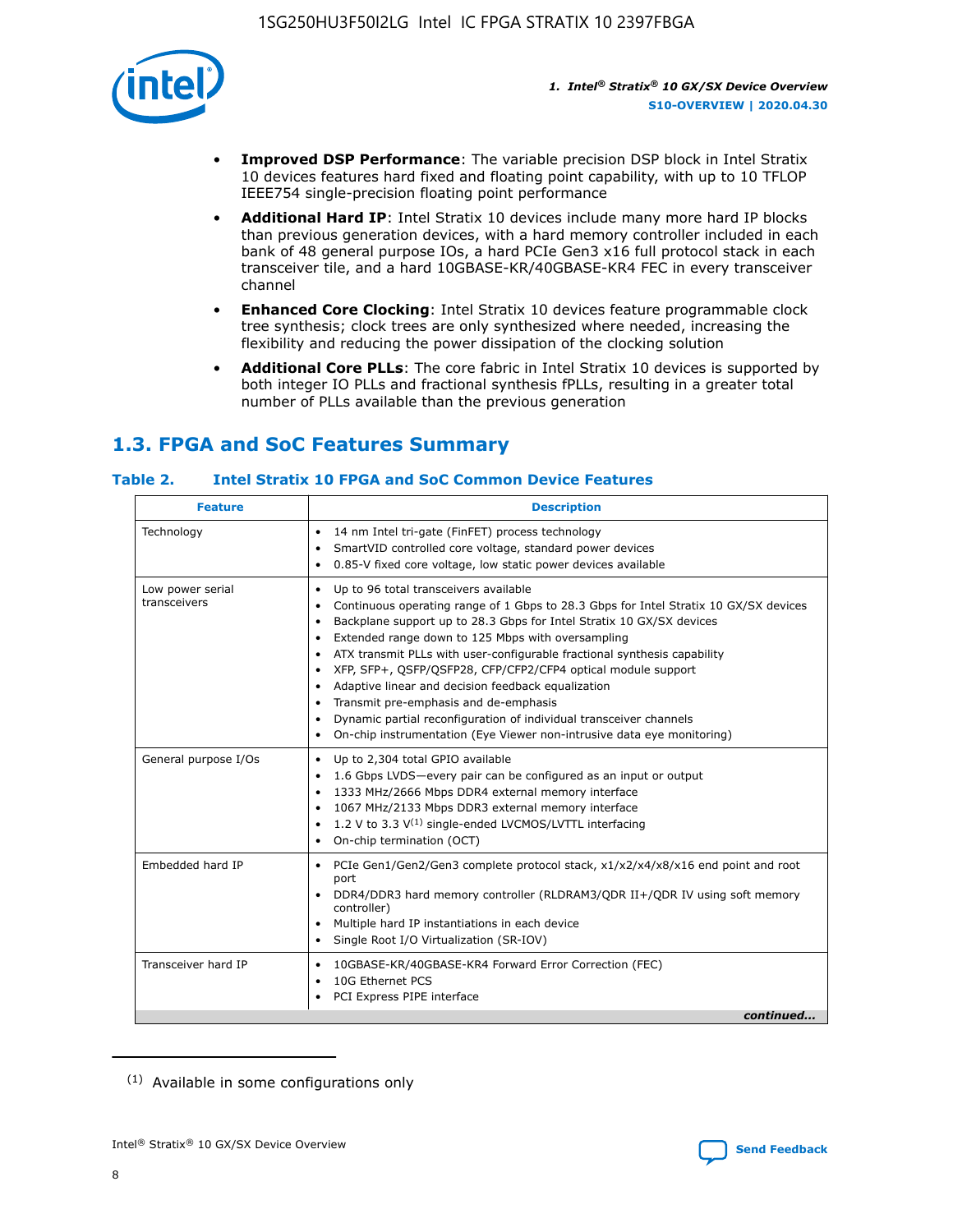- **Improved DSP Performance**: The variable precision DSP block in Intel Stratix 10 devices features hard fixed and floating point capability, with up to 10 TFLOP IEEE754 single-precision floating point performance
- **Additional Hard IP**: Intel Stratix 10 devices include many more hard IP blocks than previous generation devices, with a hard memory controller included in each bank of 48 general purpose IOs, a hard PCIe Gen3 x16 full protocol stack in each transceiver tile, and a hard 10GBASE-KR/40GBASE-KR4 FEC in every transceiver channel
- **Enhanced Core Clocking**: Intel Stratix 10 devices feature programmable clock tree synthesis; clock trees are only synthesized where needed, increasing the flexibility and reducing the power dissipation of the clocking solution
- **Additional Core PLLs**: The core fabric in Intel Stratix 10 devices is supported by both integer IO PLLs and fractional synthesis fPLLs, resulting in a greater total number of PLLs available than the previous generation

## 1.3. FPGA and SoC Features Summary

**Table 2. Intel Stratix 10 FPGA and SoC Common Device Features**

| Feature | Description |
|---|---|
| Technology | • 14 nm Intel tri-gate (FinFET) process technology<br>• SmartVID controlled core voltage, standard power devices<br>• 0.85-V fixed core voltage, low static power devices available |
| Low power serial transceivers | • Up to 96 total transceivers available<br>• Continuous operating range of 1 Gbps to 28.3 Gbps for Intel Stratix 10 GX/SX devices<br>• Backplane support up to 28.3 Gbps for Intel Stratix 10 GX/SX devices<br>• Extended range down to 125 Mbps with oversampling<br>• ATX transmit PLLs with user-configurable fractional synthesis capability<br>• XFP, SFP+, QSFP/QSFP28, CFP/CFP2/CFP4 optical module support<br>• Adaptive linear and decision feedback equalization<br>• Transmit pre-emphasis and de-emphasis<br>• Dynamic partial reconfiguration of individual transceiver channels<br>• On-chip instrumentation (Eye Viewer non-intrusive data eye monitoring) |
| General purpose I/Os | • Up to 2,304 total GPIO available<br>• 1.6 Gbps LVDS—every pair can be configured as an input or output<br>• 1333 MHz/2666 Mbps DDR4 external memory interface<br>• 1067 MHz/2133 Mbps DDR3 external memory interface<br>• 1.2 V to 3.3 V[(1)] single-ended LVCMOS/LVTTL interfacing<br>• On-chip termination (OCT) |
| Embedded hard IP | • PCIe Gen1/Gen2/Gen3 complete protocol stack, x1/x2/x4/x8/x16 end point and root port<br>• DDR4/DDR3 hard memory controller (RLDRAM3/QDR II+/QDR IV using soft memory controller)<br>• Multiple hard IP instantiations in each device<br>• Single Root I/O Virtualization (SR-IOV) |
| Transceiver hard IP | • 10GBASE-KR/40GBASE-KR4 Forward Error Correction (FEC)<br>• 10G Ethernet PCS<br>• PCI Express PIPE interface |

*continued...*

(1) Available in some configurations only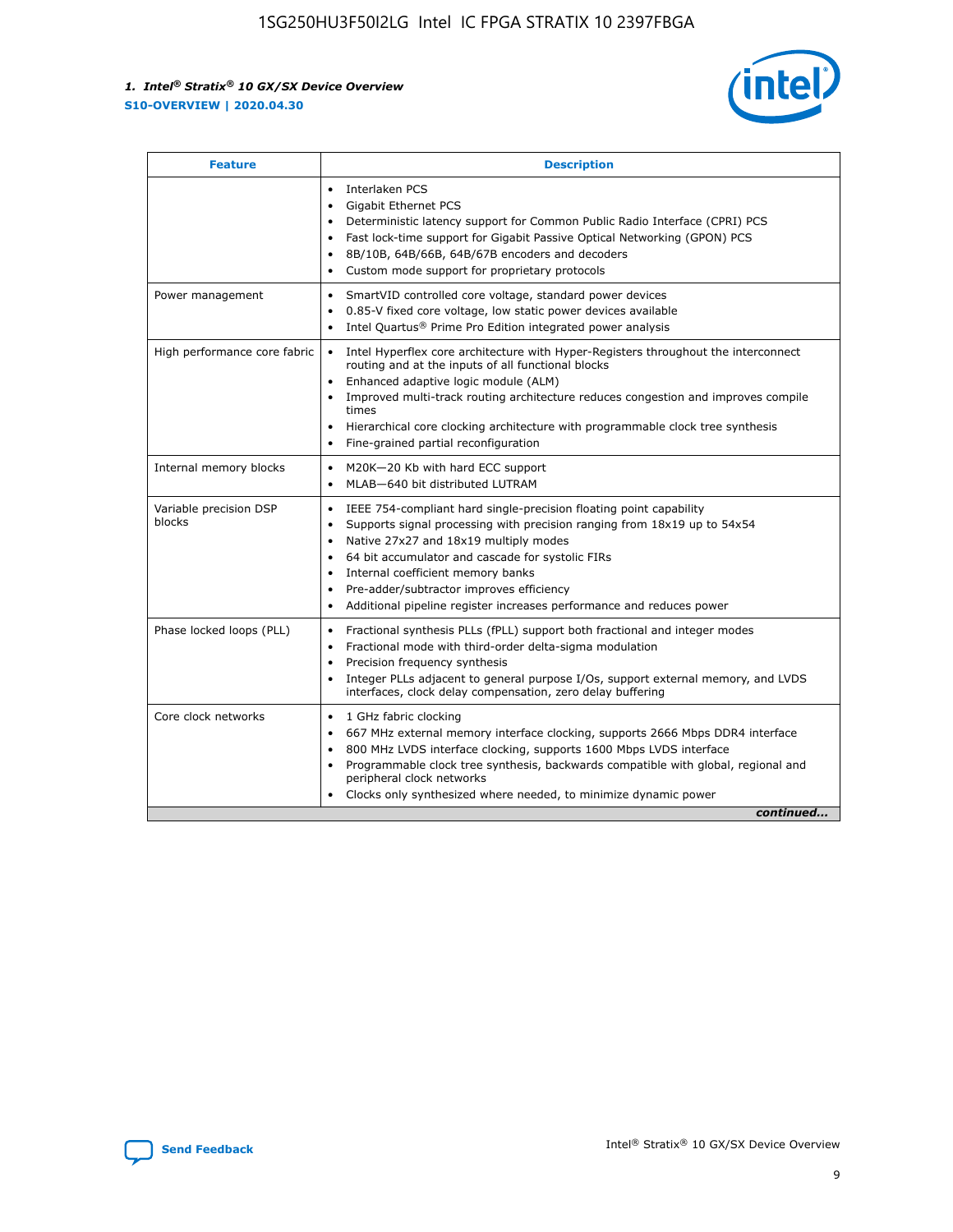| Feature | Description |
| --- | --- |
|  | • Interlaken PCS<br>• Gigabit Ethernet PCS<br>• Deterministic latency support for Common Public Radio Interface (CPRI) PCS<br>• Fast lock-time support for Gigabit Passive Optical Networking (GPON) PCS<br>• 8B/10B, 64B/66B, 64B/67B encoders and decoders<br>• Custom mode support for proprietary protocols |
| Power management | • SmartVID controlled core voltage, standard power devices<br>• 0.85-V fixed core voltage, low static power devices available<br>• Intel Quartus® Prime Pro Edition integrated power analysis |
| High performance core fabric | • Intel Hyperflex core architecture with Hyper-Registers throughout the interconnect routing and at the inputs of all functional blocks<br>• Enhanced adaptive logic module (ALM)<br>• Improved multi-track routing architecture reduces congestion and improves compile times<br>• Hierarchical core clocking architecture with programmable clock tree synthesis<br>• Fine-grained partial reconfiguration |
| Internal memory blocks | • M20K—20 Kb with hard ECC support<br>• MLAB—640 bit distributed LUTRAM |
| Variable precision DSP blocks | • IEEE 754-compliant hard single-precision floating point capability<br>• Supports signal processing with precision ranging from 18x19 up to 54x54<br>• Native 27x27 and 18x19 multiply modes<br>• 64 bit accumulator and cascade for systolic FIRs<br>• Internal coefficient memory banks<br>• Pre-adder/subtractor improves efficiency<br>• Additional pipeline register increases performance and reduces power |
| Phase locked loops (PLL) | • Fractional synthesis PLLs (fPLL) support both fractional and integer modes<br>• Fractional mode with third-order delta-sigma modulation<br>• Precision frequency synthesis<br>• Integer PLLs adjacent to general purpose I/Os, support external memory, and LVDS interfaces, clock delay compensation, zero delay buffering |
| Core clock networks | • 1 GHz fabric clocking<br>• 667 MHz external memory interface clocking, supports 2666 Mbps DDR4 interface<br>• 800 MHz LVDS interface clocking, supports 1600 Mbps LVDS interface<br>• Programmable clock tree synthesis, backwards compatible with global, regional and peripheral clock networks<br>• Clocks only synthesized where needed, to minimize dynamic power |

*continued...*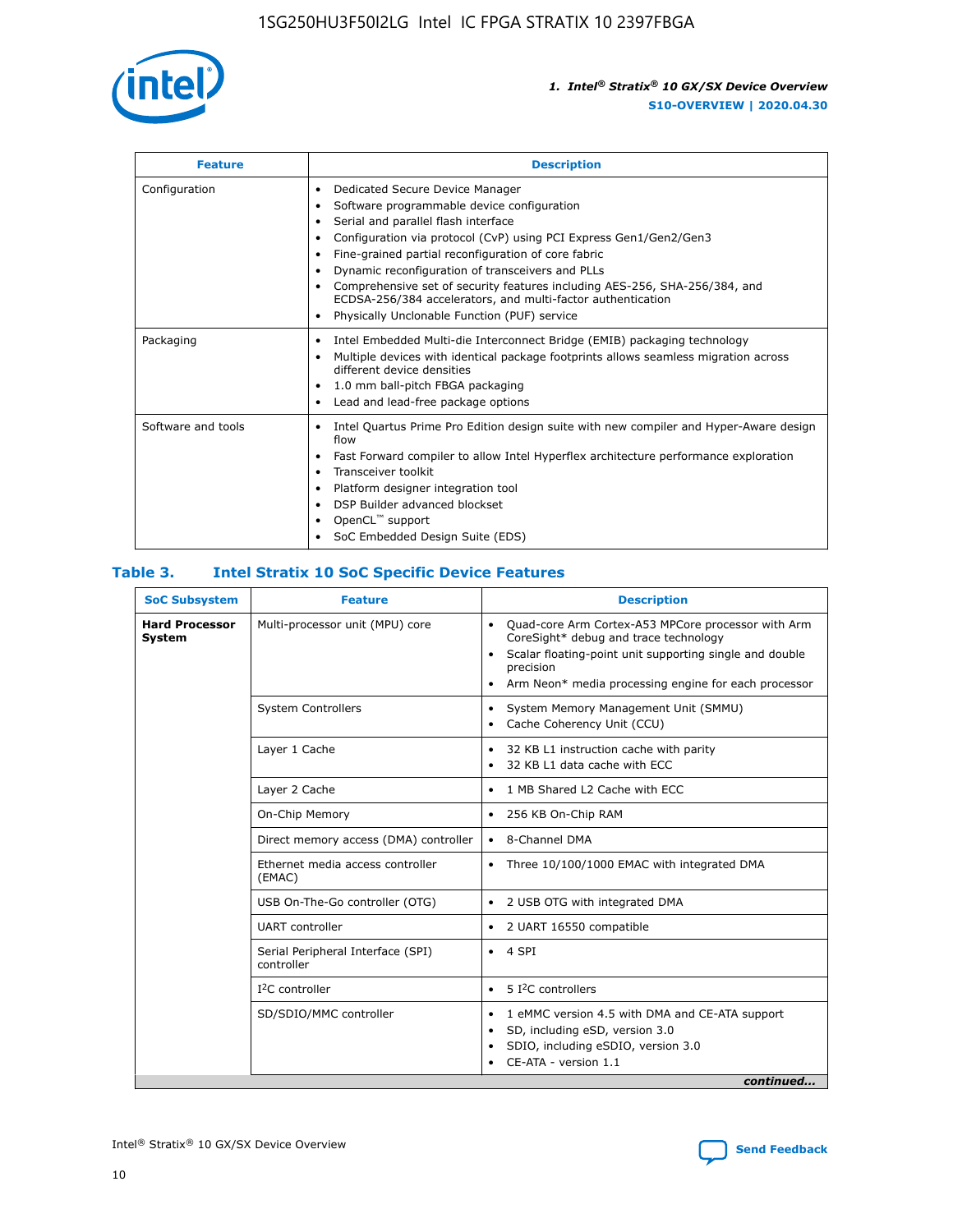| Feature | Description |
| --- | --- |
| Configuration | • Dedicated Secure Device Manager<br>• Software programmable device configuration<br>• Serial and parallel flash interface<br>• Configuration via protocol (CvP) using PCI Express Gen1/Gen2/Gen3<br>• Fine-grained partial reconfiguration of core fabric<br>• Dynamic reconfiguration of transceivers and PLLs<br>• Comprehensive set of security features including AES-256, SHA-256/384, and ECDSA-256/384 accelerators, and multi-factor authentication<br>• Physically Unclonable Function (PUF) service |
| Packaging | • Intel Embedded Multi-die Interconnect Bridge (EMIB) packaging technology<br>• Multiple devices with identical package footprints allows seamless migration across different device densities<br>• 1.0 mm ball-pitch FBGA packaging<br>• Lead and lead-free package options |
| Software and tools | • Intel Quartus Prime Pro Edition design suite with new compiler and Hyper-Aware design flow<br>• Fast Forward compiler to allow Intel Hyperflex architecture performance exploration<br>• Transceiver toolkit<br>• Platform designer integration tool<br>• DSP Builder advanced blockset<br>• OpenCL™ support<br>• SoC Embedded Design Suite (EDS) |

## Table 3. Intel Stratix 10 SoC Specific Device Features

| SoC Subsystem | Feature | Description |
| --- | --- | --- |
| **Hard Processor System** | Multi-processor unit (MPU) core | • Quad-core Arm Cortex-A53 MPCore processor with Arm CoreSight* debug and trace technology<br>• Scalar floating-point unit supporting single and double precision<br>• Arm Neon* media processing engine for each processor |
| | System Controllers | • System Memory Management Unit (SMMU)<br>• Cache Coherency Unit (CCU) |
| | Layer 1 Cache | • 32 KB L1 instruction cache with parity<br>• 32 KB L1 data cache with ECC |
| | Layer 2 Cache | • 1 MB Shared L2 Cache with ECC |
| | On-Chip Memory | • 256 KB On-Chip RAM |
| | Direct memory access (DMA) controller | • 8-Channel DMA |
| | Ethernet media access controller (EMAC) | • Three 10/100/1000 EMAC with integrated DMA |
| | USB On-The-Go controller (OTG) | • 2 USB OTG with integrated DMA |
| | UART controller | • 2 UART 16550 compatible |
| | Serial Peripheral Interface (SPI) controller | • 4 SPI |
| | I²C controller | • 5 I²C controllers |
| | SD/SDIO/MMC controller | • 1 eMMC version 4.5 with DMA and CE-ATA support<br>• SD, including eSD, version 3.0<br>• SDIO, including eSDIO, version 3.0<br>• CE-ATA - version 1.1 |

*continued...*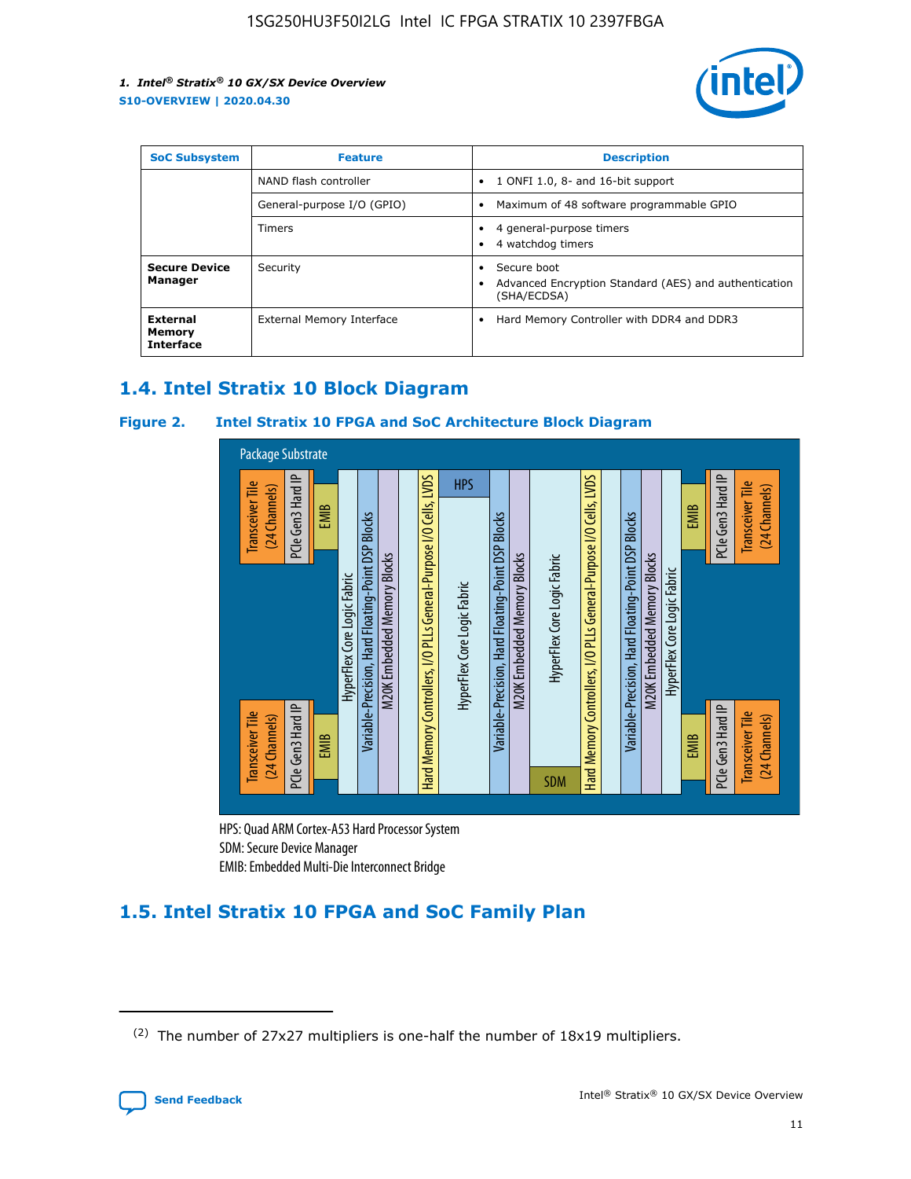| SoC Subsystem | Feature | Description |
| --- | --- | --- |
| | NAND flash controller | • 1 ONFI 1.0, 8- and 16-bit support |
| | General-purpose I/O (GPIO) | • Maximum of 48 software programmable GPIO |
| | Timers | • 4 general-purpose timers<br>• 4 watchdog timers |
| **Secure Device Manager** | Security | • Secure boot<br>• Advanced Encryption Standard (AES) and authentication (SHA/ECDSA) |
| **External Memory Interface** | External Memory Interface | • Hard Memory Controller with DDR4 and DDR3 |

## 1.4. Intel Stratix 10 Block Diagram

**Figure 2. Intel Stratix 10 FPGA and SoC Architecture Block Diagram**

Package Substrate

Transceiver Tile (24 Channels) | PCIe Gen3 Hard IP | EMIB | HyperFlex Core Logic Fabric | Variable-Precision, Hard Floating-Point DSP Blocks | M20K Embedded Memory Blocks | Hard Memory Controllers, I/O PLLs General-Purpose I/O Cells, LVDS | HPS | HyperFlex Core Logic Fabric | Variable-Precision, Hard Floating-Point DSP Blocks | M20K Embedded Memory Blocks | HyperFlex Core Logic Fabric | SDM | Hard Memory Controllers, I/O PLLs General-Purpose I/O Cells, LVDS | Variable-Precision, Hard Floating-Point DSP Blocks | M20K Embedded Memory Blocks | HyperFlex Core Logic Fabric | EMIB | PCIe Gen3 Hard IP | Transceiver Tile (24 Channels)

HPS: Quad ARM Cortex-A53 Hard Processor System
SDM: Secure Device Manager
EMIB: Embedded Multi-Die Interconnect Bridge

## 1.5. Intel Stratix 10 FPGA and SoC Family Plan

(2) The number of 27x27 multipliers is one-half the number of 18x19 multipliers.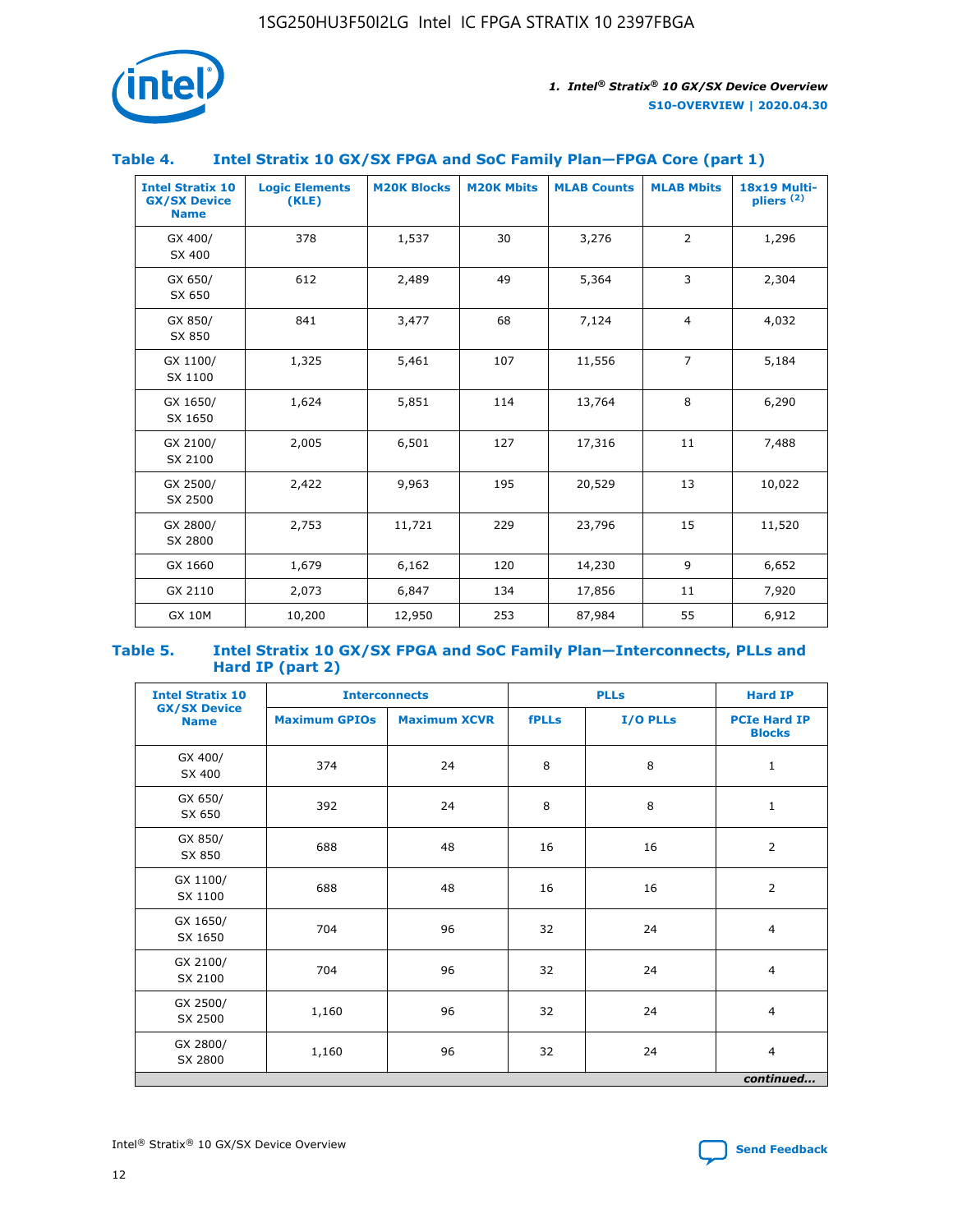### Table 4. Intel Stratix 10 GX/SX FPGA and SoC Family Plan—FPGA Core (part 1)

| Intel Stratix 10 GX/SX Device Name | Logic Elements (KLE) | M20K Blocks | M20K Mbits | MLAB Counts | MLAB Mbits | 18x19 Multipliers (2) |
|---|---|---|---|---|---|---|
| GX 400/ SX 400 | 378 | 1,537 | 30 | 3,276 | 2 | 1,296 |
| GX 650/ SX 650 | 612 | 2,489 | 49 | 5,364 | 3 | 2,304 |
| GX 850/ SX 850 | 841 | 3,477 | 68 | 7,124 | 4 | 4,032 |
| GX 1100/ SX 1100 | 1,325 | 5,461 | 107 | 11,556 | 7 | 5,184 |
| GX 1650/ SX 1650 | 1,624 | 5,851 | 114 | 13,764 | 8 | 6,290 |
| GX 2100/ SX 2100 | 2,005 | 6,501 | 127 | 17,316 | 11 | 7,488 |
| GX 2500/ SX 2500 | 2,422 | 9,963 | 195 | 20,529 | 13 | 10,022 |
| GX 2800/ SX 2800 | 2,753 | 11,721 | 229 | 23,796 | 15 | 11,520 |
| GX 1660 | 1,679 | 6,162 | 120 | 14,230 | 9 | 6,652 |
| GX 2110 | 2,073 | 6,847 | 134 | 17,856 | 11 | 7,920 |
| GX 10M | 10,200 | 12,950 | 253 | 87,984 | 55 | 6,912 |

### Table 5. Intel Stratix 10 GX/SX FPGA and SoC Family Plan—Interconnects, PLLs and Hard IP (part 2)

| Intel Stratix 10 GX/SX Device Name | Interconnects | | PLLs | | Hard IP |
|---|---|---|---|---|---|
| | Maximum GPIOs | Maximum XCVR | fPLLs | I/O PLLs | PCIe Hard IP Blocks |
| GX 400/ SX 400 | 374 | 24 | 8 | 8 | 1 |
| GX 650/ SX 650 | 392 | 24 | 8 | 8 | 1 |
| GX 850/ SX 850 | 688 | 48 | 16 | 16 | 2 |
| GX 1100/ SX 1100 | 688 | 48 | 16 | 16 | 2 |
| GX 1650/ SX 1650 | 704 | 96 | 32 | 24 | 4 |
| GX 2100/ SX 2100 | 704 | 96 | 32 | 24 | 4 |
| GX 2500/ SX 2500 | 1,160 | 96 | 32 | 24 | 4 |
| GX 2800/ SX 2800 | 1,160 | 96 | 32 | 24 | 4 |

*continued...*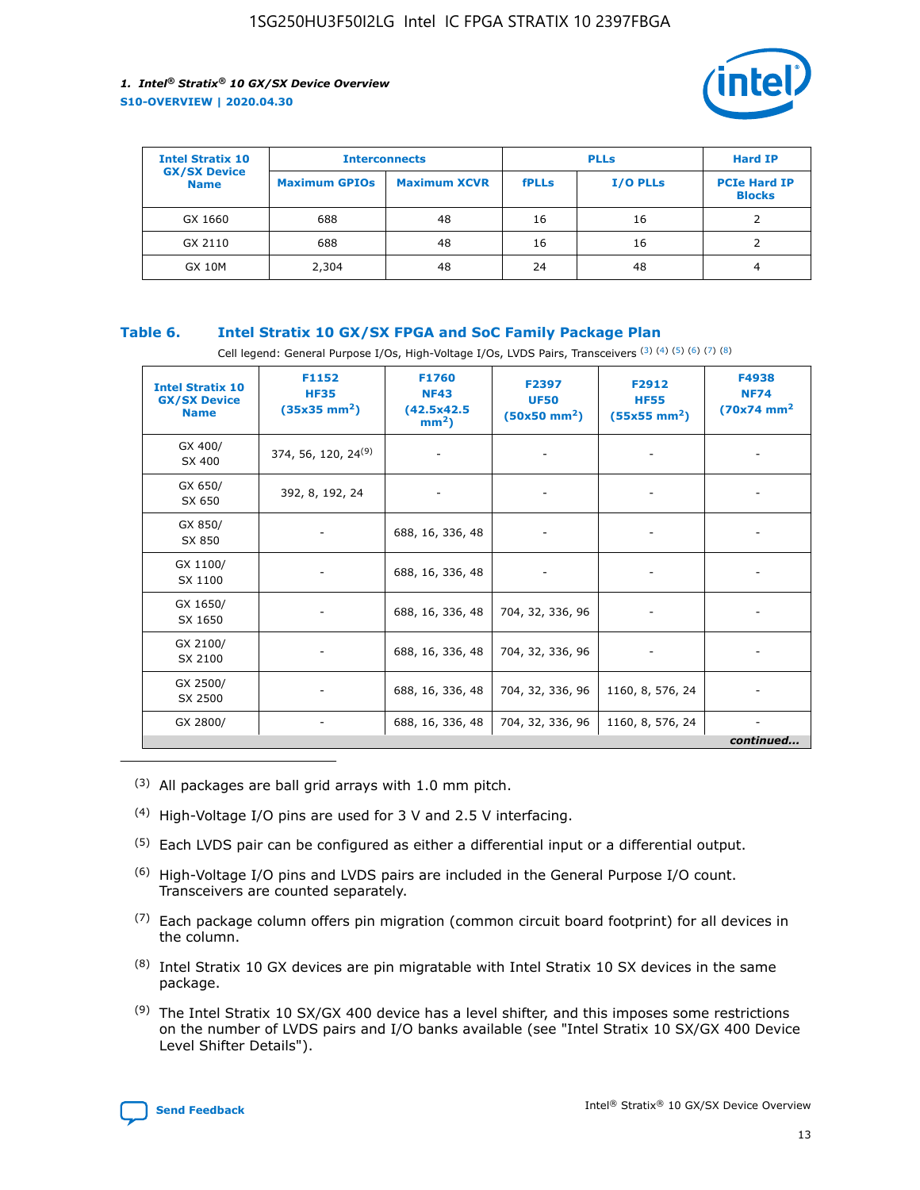| Intel Stratix 10 GX/SX Device Name | Interconnects | | PLLs | | Hard IP |
|---|---|---|---|---|---|
| | Maximum GPIOs | Maximum XCVR | fPLLs | I/O PLLs | PCIe Hard IP Blocks |
| GX 1660 | 688 | 48 | 16 | 16 | 2 |
| GX 2110 | 688 | 48 | 16 | 16 | 2 |
| GX 10M | 2,304 | 48 | 24 | 48 | 4 |

### Table 6. Intel Stratix 10 GX/SX FPGA and SoC Family Package Plan

Cell legend: General Purpose I/Os, High-Voltage I/Os, LVDS Pairs, Transceivers [(3)] [(4)] [(5)] [(6)] [(7)] [(8)]

| Intel Stratix 10 GX/SX Device Name | F1152 HF35 (35x35 mm$^2$) | F1760 NF43 (42.5x42.5 mm$^2$) | F2397 UF50 (50x50 mm$^2$) | F2912 HF55 (55x55 mm$^2$) | F4938 NF74 (70x74 mm$^2$ |
|---|---|---|---|---|---|
| GX 400/ SX 400 | 374, 56, 120, 24[(9)] | - | - | - | - |
| GX 650/ SX 650 | 392, 8, 192, 24 | - | - | - | - |
| GX 850/ SX 850 | - | 688, 16, 336, 48 | - | - | - |
| GX 1100/ SX 1100 | - | 688, 16, 336, 48 | - | - | - |
| GX 1650/ SX 1650 | - | 688, 16, 336, 48 | 704, 32, 336, 96 | - | - |
| GX 2100/ SX 2100 | - | 688, 16, 336, 48 | 704, 32, 336, 96 | - | - |
| GX 2500/ SX 2500 | - | 688, 16, 336, 48 | 704, 32, 336, 96 | 1160, 8, 576, 24 | - |
| GX 2800/ | - | 688, 16, 336, 48 | 704, 32, 336, 96 | 1160, 8, 576, 24 | - |

*continued...*

(3) All packages are ball grid arrays with 1.0 mm pitch.

(4) High-Voltage I/O pins are used for 3 V and 2.5 V interfacing.

(5) Each LVDS pair can be configured as either a differential input or a differential output.

(6) High-Voltage I/O pins and LVDS pairs are included in the General Purpose I/O count. Transceivers are counted separately.

(7) Each package column offers pin migration (common circuit board footprint) for all devices in the column.

(8) Intel Stratix 10 GX devices are pin migratable with Intel Stratix 10 SX devices in the same package.

(9) The Intel Stratix 10 SX/GX 400 device has a level shifter, and this imposes some restrictions on the number of LVDS pairs and I/O banks available (see "Intel Stratix 10 SX/GX 400 Device Level Shifter Details").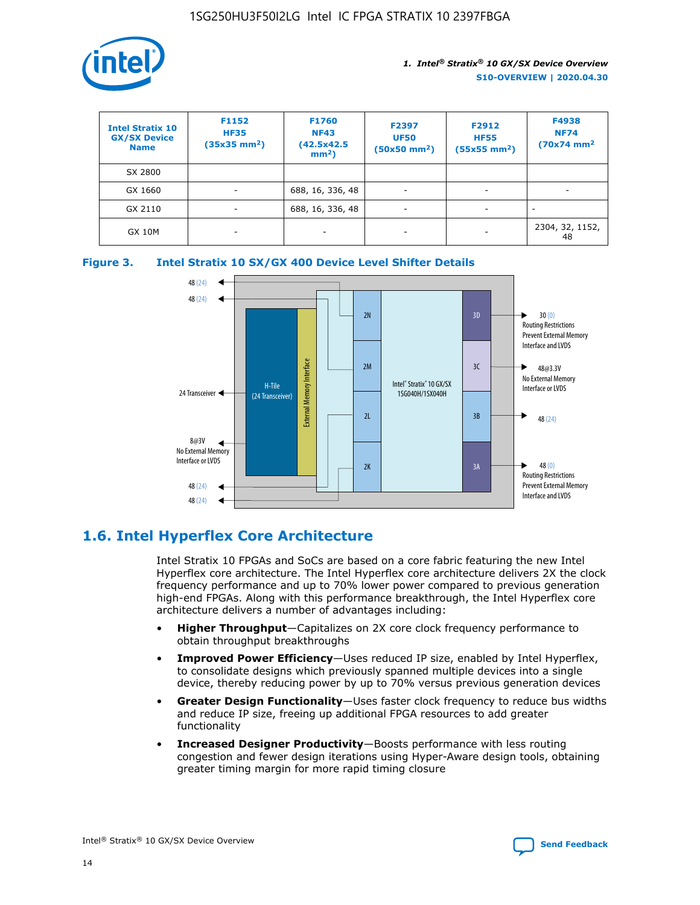| Intel Stratix 10 GX/SX Device Name | F1152 HF35 (35x35 mm²) | F1760 NF43 (42.5x42.5 mm²) | F2397 UF50 (50x50 mm²) | F2912 HF55 (55x55 mm²) | F4938 NF74 (70x74 mm² |
|---|---|---|---|---|---|
| SX 2800 | | | | | |
| GX 1660 | - | 688, 16, 336, 48 | - | - | - |
| GX 2110 | - | 688, 16, 336, 48 | - | - | - |
| GX 10M | - | - | - | - | 2304, 32, 1152, 48 |

**Figure 3. Intel Stratix 10 SX/GX 400 Device Level Shifter Details**

48 (24)
48 (24)
24 Transceiver
8@3V No External Memory Interface or LVDS
48 (24)
48 (24)
H-Tile (24 Transceiver)
External Memory Interface
2N
2M
2L
2K
Intel® Stratix® 10 GX/SX 1SG040H/1SX040H
3D
3C
3B
3A
30 (0) Routing Restrictions Prevent External Memory Interface and LVDS
48@3.3V No External Memory Interface or LVDS
48 (24)
48 (0) Routing Restrictions Prevent External Memory Interface and LVDS

## 1.6. Intel Hyperflex Core Architecture

Intel Stratix 10 FPGAs and SoCs are based on a core fabric featuring the new Intel Hyperflex core architecture. The Intel Hyperflex core architecture delivers 2X the clock frequency performance and up to 70% lower power compared to previous generation high-end FPGAs. Along with this performance breakthrough, the Intel Hyperflex core architecture delivers a number of advantages including:

- **Higher Throughput**—Capitalizes on 2X core clock frequency performance to obtain throughput breakthroughs
- **Improved Power Efficiency**—Uses reduced IP size, enabled by Intel Hyperflex, to consolidate designs which previously spanned multiple devices into a single device, thereby reducing power by up to 70% versus previous generation devices
- **Greater Design Functionality**—Uses faster clock frequency to reduce bus widths and reduce IP size, freeing up additional FPGA resources to add greater functionality
- **Increased Designer Productivity**—Boosts performance with less routing congestion and fewer design iterations using Hyper-Aware design tools, obtaining greater timing margin for more rapid timing closure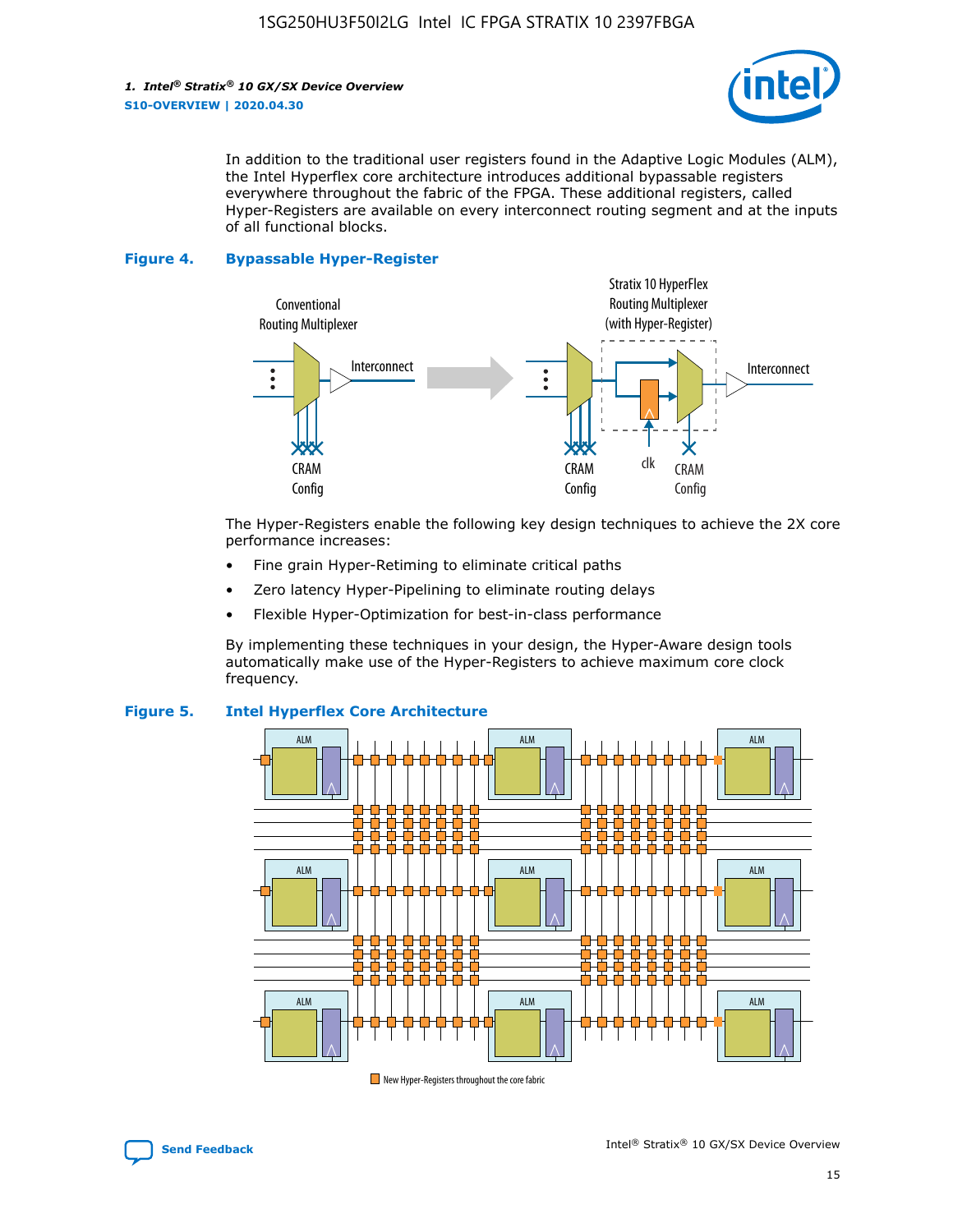In addition to the traditional user registers found in the Adaptive Logic Modules (ALM), the Intel Hyperflex core architecture introduces additional bypassable registers everywhere throughout the fabric of the FPGA. These additional registers, called Hyper-Registers are available on every interconnect routing segment and at the inputs of all functional blocks.

**Figure 4. Bypassable Hyper-Register**

The Hyper-Registers enable the following key design techniques to achieve the 2X core performance increases:

- Fine grain Hyper-Retiming to eliminate critical paths
- Zero latency Hyper-Pipelining to eliminate routing delays
- Flexible Hyper-Optimization for best-in-class performance

By implementing these techniques in your design, the Hyper-Aware design tools automatically make use of the Hyper-Registers to achieve maximum core clock frequency.

**Figure 5. Intel Hyperflex Core Architecture**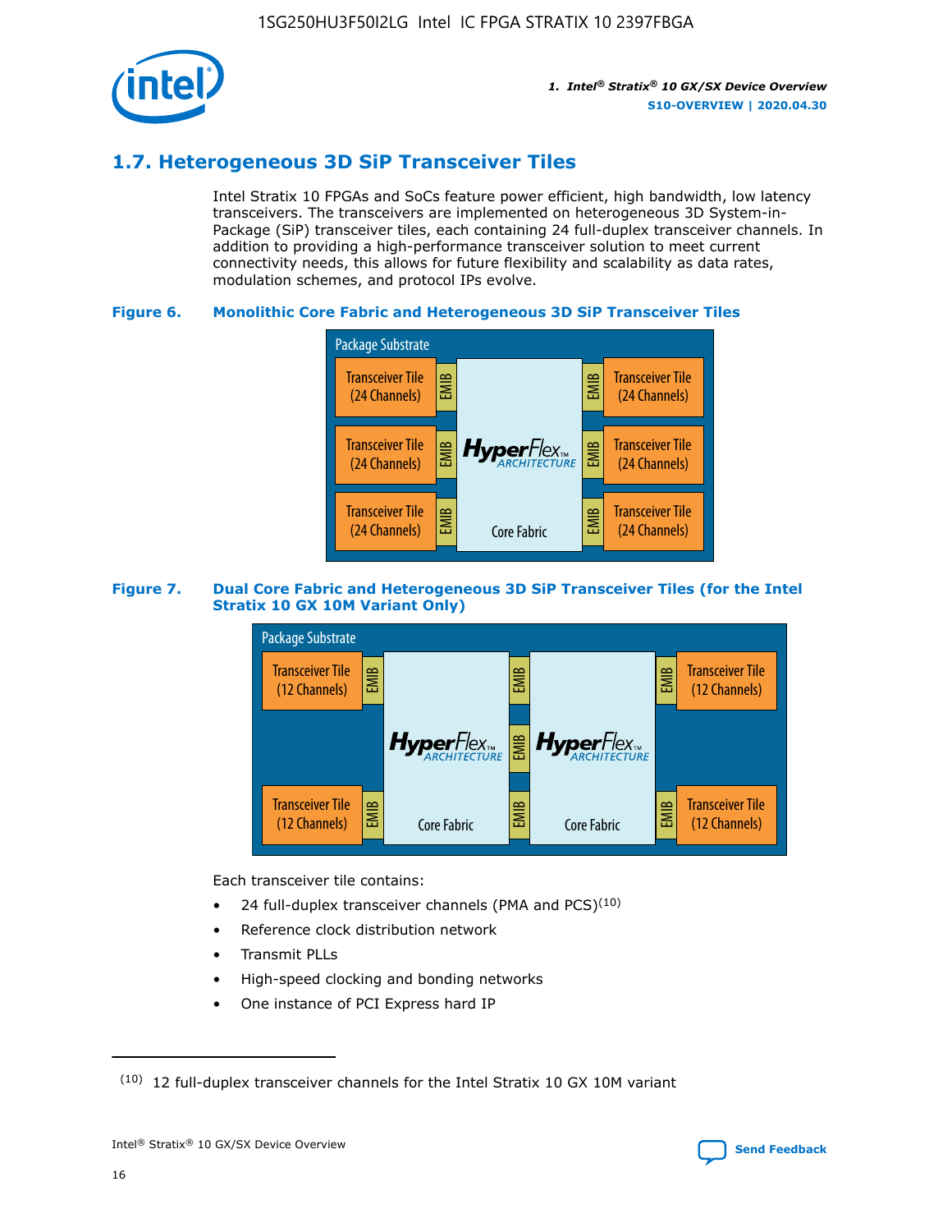## 1.7. Heterogeneous 3D SiP Transceiver Tiles

Intel Stratix 10 FPGAs and SoCs feature power efficient, high bandwidth, low latency transceivers. The transceivers are implemented on heterogeneous 3D System-in-Package (SiP) transceiver tiles, each containing 24 full-duplex transceiver channels. In addition to providing a high-performance transceiver solution to meet current connectivity needs, this allows for future flexibility and scalability as data rates, modulation schemes, and protocol IPs evolve.

**Figure 6. Monolithic Core Fabric and Heterogeneous 3D SiP Transceiver Tiles**

Package Substrate

Transceiver Tile (24 Channels) | EMIB | HyperFlex ARCHITECTURE Core Fabric | EMIB | Transceiver Tile (24 Channels)

Transceiver Tile (24 Channels) | EMIB | | EMIB | Transceiver Tile (24 Channels)

Transceiver Tile (24 Channels) | EMIB | | EMIB | Transceiver Tile (24 Channels)

**Figure 7. Dual Core Fabric and Heterogeneous 3D SiP Transceiver Tiles (for the Intel Stratix 10 GX 10M Variant Only)**

Package Substrate

Transceiver Tile (12 Channels) | EMIB | HyperFlex ARCHITECTURE Core Fabric | EMIB | HyperFlex ARCHITECTURE Core Fabric | EMIB | Transceiver Tile (12 Channels)

Transceiver Tile (12 Channels) | EMIB | | EMIB | | EMIB | Transceiver Tile (12 Channels)

Each transceiver tile contains:

- 24 full-duplex transceiver channels (PMA and PCS)[10]
- Reference clock distribution network
- Transmit PLLs
- High-speed clocking and bonding networks
- One instance of PCI Express hard IP

[10] 12 full-duplex transceiver channels for the Intel Stratix 10 GX 10M variant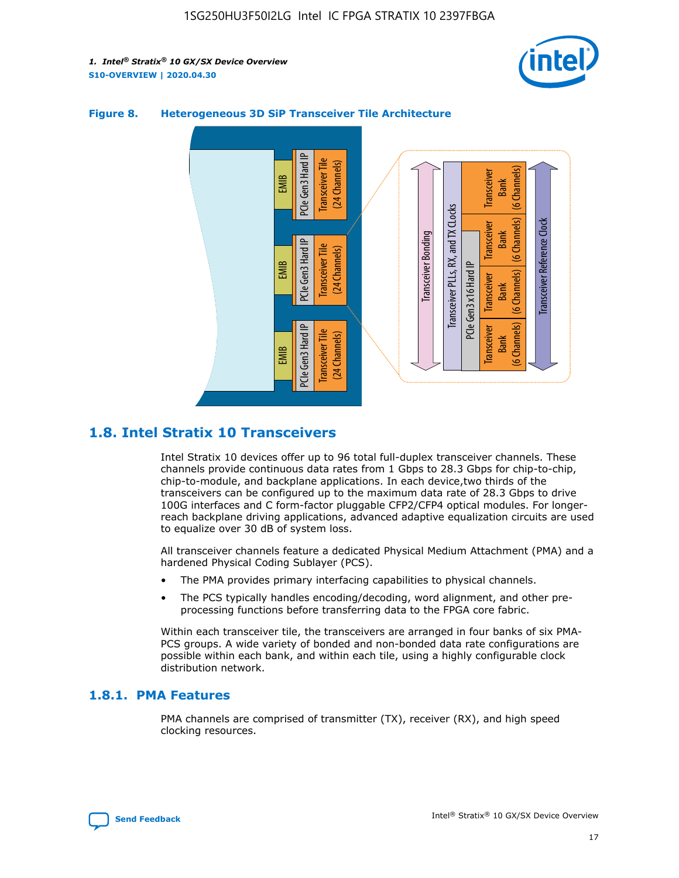**Figure 8. Heterogeneous 3D SiP Transceiver Tile Architecture**

## 1.8. Intel Stratix 10 Transceivers

Intel Stratix 10 devices offer up to 96 total full-duplex transceiver channels. These channels provide continuous data rates from 1 Gbps to 28.3 Gbps for chip-to-chip, chip-to-module, and backplane applications. In each device,two thirds of the transceivers can be configured up to the maximum data rate of 28.3 Gbps to drive 100G interfaces and C form-factor pluggable CFP2/CFP4 optical modules. For longer-reach backplane driving applications, advanced adaptive equalization circuits are used to equalize over 30 dB of system loss.

All transceiver channels feature a dedicated Physical Medium Attachment (PMA) and a hardened Physical Coding Sublayer (PCS).

- The PMA provides primary interfacing capabilities to physical channels.
- The PCS typically handles encoding/decoding, word alignment, and other pre-processing functions before transferring data to the FPGA core fabric.

Within each transceiver tile, the transceivers are arranged in four banks of six PMA-PCS groups. A wide variety of bonded and non-bonded data rate configurations are possible within each bank, and within each tile, using a highly configurable clock distribution network.

### 1.8.1. PMA Features

PMA channels are comprised of transmitter (TX), receiver (RX), and high speed clocking resources.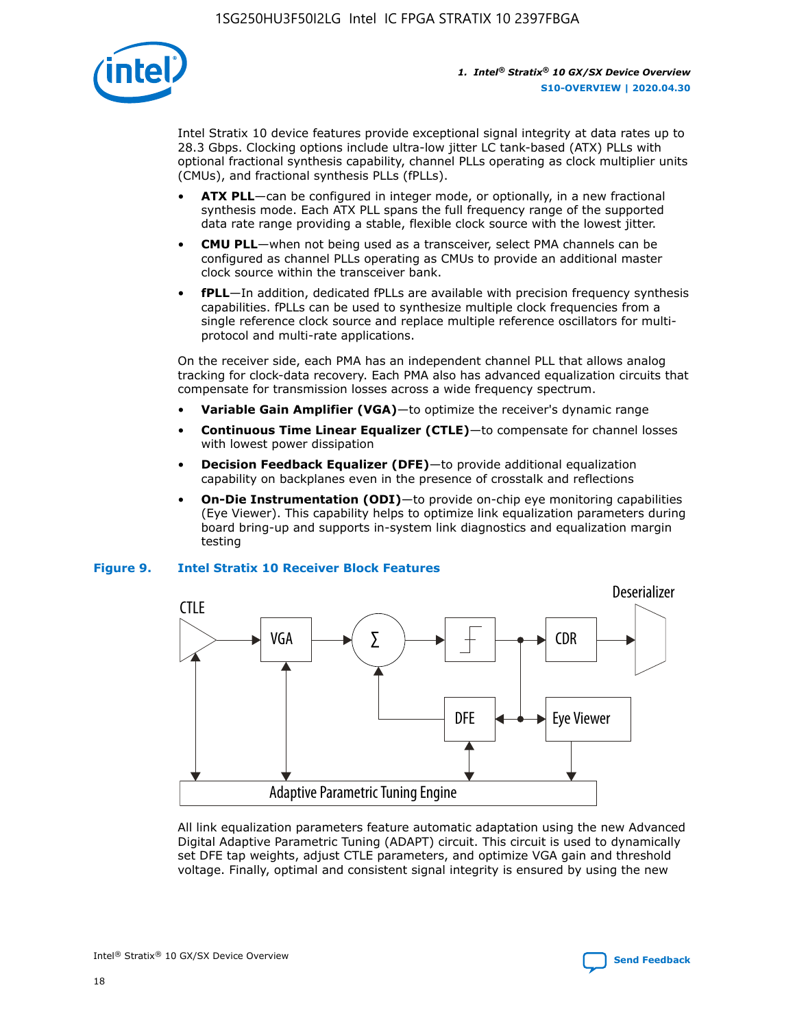Intel Stratix 10 device features provide exceptional signal integrity at data rates up to 28.3 Gbps. Clocking options include ultra-low jitter LC tank-based (ATX) PLLs with optional fractional synthesis capability, channel PLLs operating as clock multiplier units (CMUs), and fractional synthesis PLLs (fPLLs).

- **ATX PLL**—can be configured in integer mode, or optionally, in a new fractional synthesis mode. Each ATX PLL spans the full frequency range of the supported data rate range providing a stable, flexible clock source with the lowest jitter.
- **CMU PLL**—when not being used as a transceiver, select PMA channels can be configured as channel PLLs operating as CMUs to provide an additional master clock source within the transceiver bank.
- **fPLL**—In addition, dedicated fPLLs are available with precision frequency synthesis capabilities. fPLLs can be used to synthesize multiple clock frequencies from a single reference clock source and replace multiple reference oscillators for multi-protocol and multi-rate applications.

On the receiver side, each PMA has an independent channel PLL that allows analog tracking for clock-data recovery. Each PMA also has advanced equalization circuits that compensate for transmission losses across a wide frequency spectrum.

- **Variable Gain Amplifier (VGA)**—to optimize the receiver's dynamic range
- **Continuous Time Linear Equalizer (CTLE)**—to compensate for channel losses with lowest power dissipation
- **Decision Feedback Equalizer (DFE)**—to provide additional equalization capability on backplanes even in the presence of crosstalk and reflections
- **On-Die Instrumentation (ODI)**—to provide on-chip eye monitoring capabilities (Eye Viewer). This capability helps to optimize link equalization parameters during board bring-up and supports in-system link diagnostics and equalization margin testing

**Figure 9. Intel Stratix 10 Receiver Block Features**

All link equalization parameters feature automatic adaptation using the new Advanced Digital Adaptive Parametric Tuning (ADAPT) circuit. This circuit is used to dynamically set DFE tap weights, adjust CTLE parameters, and optimize VGA gain and threshold voltage. Finally, optimal and consistent signal integrity is ensured by using the new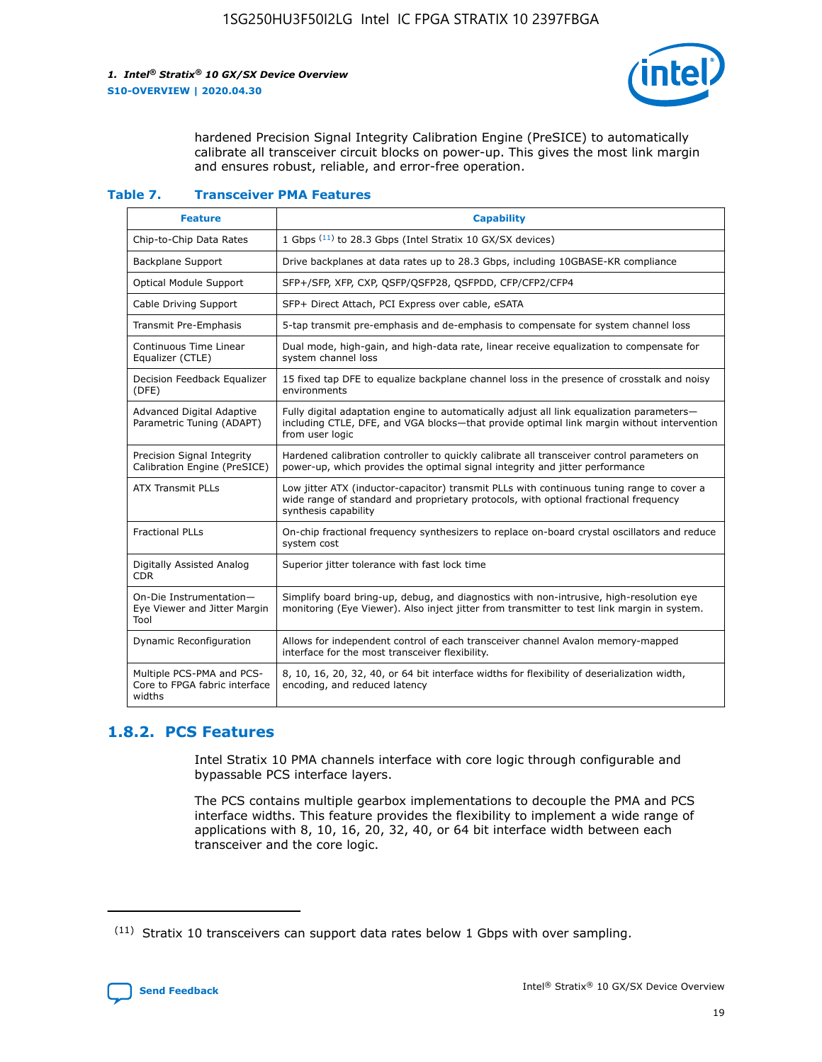hardened Precision Signal Integrity Calibration Engine (PreSICE) to automatically calibrate all transceiver circuit blocks on power-up. This gives the most link margin and ensures robust, reliable, and error-free operation.

**Table 7. Transceiver PMA Features**

| Feature | Capability |
|---|---|
| Chip-to-Chip Data Rates | 1 Gbps [11] to 28.3 Gbps (Intel Stratix 10 GX/SX devices) |
| Backplane Support | Drive backplanes at data rates up to 28.3 Gbps, including 10GBASE-KR compliance |
| Optical Module Support | SFP+/SFP, XFP, CXP, QSFP/QSFP28, QSFPDD, CFP/CFP2/CFP4 |
| Cable Driving Support | SFP+ Direct Attach, PCI Express over cable, eSATA |
| Transmit Pre-Emphasis | 5-tap transmit pre-emphasis and de-emphasis to compensate for system channel loss |
| Continuous Time Linear Equalizer (CTLE) | Dual mode, high-gain, and high-data rate, linear receive equalization to compensate for system channel loss |
| Decision Feedback Equalizer (DFE) | 15 fixed tap DFE to equalize backplane channel loss in the presence of crosstalk and noisy environments |
| Advanced Digital Adaptive Parametric Tuning (ADAPT) | Fully digital adaptation engine to automatically adjust all link equalization parameters—including CTLE, DFE, and VGA blocks—that provide optimal link margin without intervention from user logic |
| Precision Signal Integrity Calibration Engine (PreSICE) | Hardened calibration controller to quickly calibrate all transceiver control parameters on power-up, which provides the optimal signal integrity and jitter performance |
| ATX Transmit PLLs | Low jitter ATX (inductor-capacitor) transmit PLLs with continuous tuning range to cover a wide range of standard and proprietary protocols, with optional fractional frequency synthesis capability |
| Fractional PLLs | On-chip fractional frequency synthesizers to replace on-board crystal oscillators and reduce system cost |
| Digitally Assisted Analog CDR | Superior jitter tolerance with fast lock time |
| On-Die Instrumentation—Eye Viewer and Jitter Margin Tool | Simplify board bring-up, debug, and diagnostics with non-intrusive, high-resolution eye monitoring (Eye Viewer). Also inject jitter from transmitter to test link margin in system. |
| Dynamic Reconfiguration | Allows for independent control of each transceiver channel Avalon memory-mapped interface for the most transceiver flexibility. |
| Multiple PCS-PMA and PCS-Core to FPGA fabric interface widths | 8, 10, 16, 20, 32, 40, or 64 bit interface widths for flexibility of deserialization width, encoding, and reduced latency |

## 1.8.2. PCS Features

Intel Stratix 10 PMA channels interface with core logic through configurable and bypassable PCS interface layers.

The PCS contains multiple gearbox implementations to decouple the PMA and PCS interface widths. This feature provides the flexibility to implement a wide range of applications with 8, 10, 16, 20, 32, 40, or 64 bit interface width between each transceiver and the core logic.

(11) Stratix 10 transceivers can support data rates below 1 Gbps with over sampling.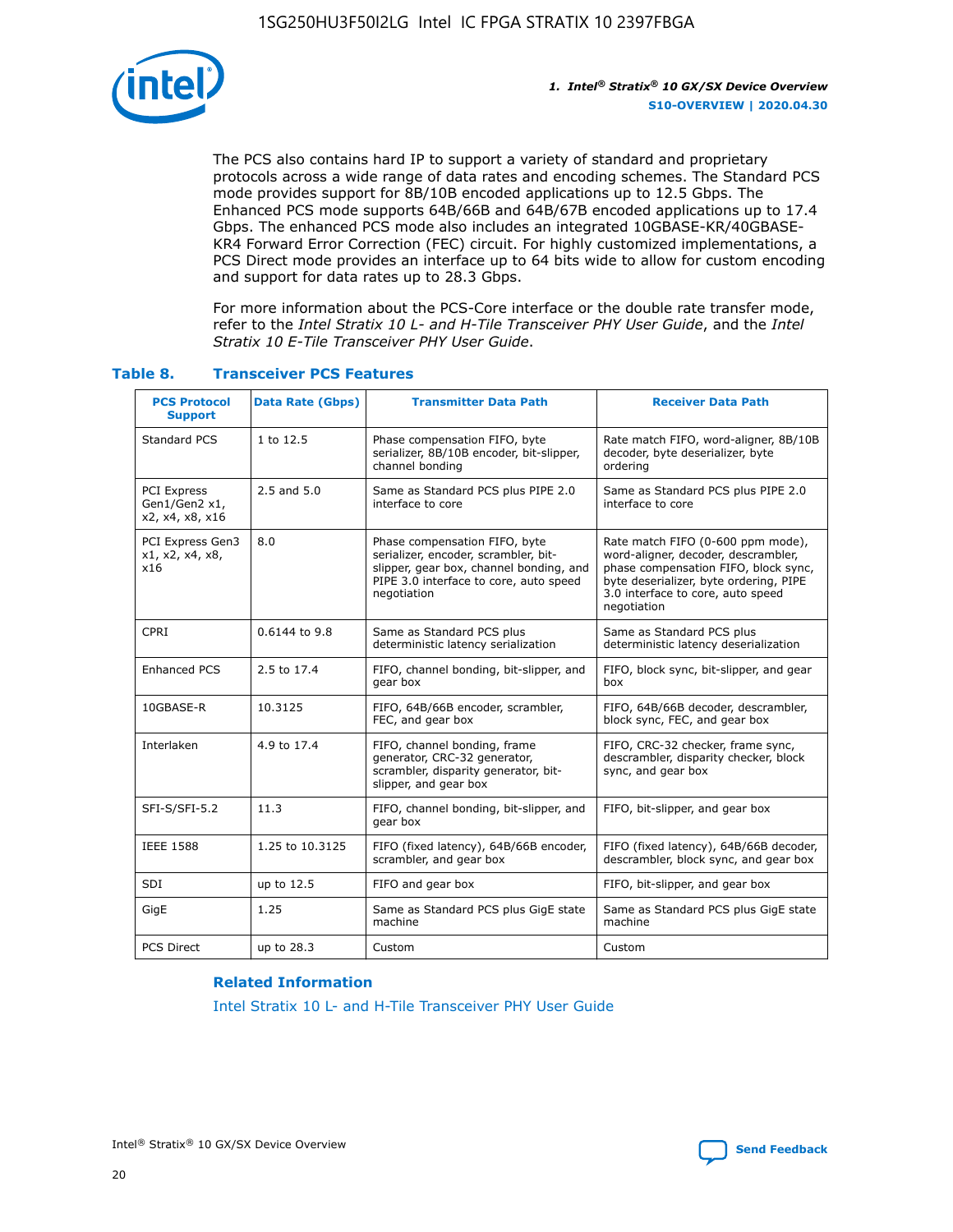The PCS also contains hard IP to support a variety of standard and proprietary protocols across a wide range of data rates and encoding schemes. The Standard PCS mode provides support for 8B/10B encoded applications up to 12.5 Gbps. The Enhanced PCS mode supports 64B/66B and 64B/67B encoded applications up to 17.4 Gbps. The enhanced PCS mode also includes an integrated 10GBASE-KR/40GBASE-KR4 Forward Error Correction (FEC) circuit. For highly customized implementations, a PCS Direct mode provides an interface up to 64 bits wide to allow for custom encoding and support for data rates up to 28.3 Gbps.

For more information about the PCS-Core interface or the double rate transfer mode, refer to the *Intel Stratix 10 L- and H-Tile Transceiver PHY User Guide*, and the *Intel Stratix 10 E-Tile Transceiver PHY User Guide*.

**Table 8. Transceiver PCS Features**

| PCS Protocol Support | Data Rate (Gbps) | Transmitter Data Path | Receiver Data Path |
|---|---|---|---|
| Standard PCS | 1 to 12.5 | Phase compensation FIFO, byte serializer, 8B/10B encoder, bit-slipper, channel bonding | Rate match FIFO, word-aligner, 8B/10B decoder, byte deserializer, byte ordering |
| PCI Express Gen1/Gen2 x1, x2, x4, x8, x16 | 2.5 and 5.0 | Same as Standard PCS plus PIPE 2.0 interface to core | Same as Standard PCS plus PIPE 2.0 interface to core |
| PCI Express Gen3 x1, x2, x4, x8, x16 | 8.0 | Phase compensation FIFO, byte serializer, encoder, scrambler, bit-slipper, gear box, channel bonding, and PIPE 3.0 interface to core, auto speed negotiation | Rate match FIFO (0-600 ppm mode), word-aligner, decoder, descrambler, phase compensation FIFO, block sync, byte deserializer, byte ordering, PIPE 3.0 interface to core, auto speed negotiation |
| CPRI | 0.6144 to 9.8 | Same as Standard PCS plus deterministic latency serialization | Same as Standard PCS plus deterministic latency deserialization |
| Enhanced PCS | 2.5 to 17.4 | FIFO, channel bonding, bit-slipper, and gear box | FIFO, block sync, bit-slipper, and gear box |
| 10GBASE-R | 10.3125 | FIFO, 64B/66B encoder, scrambler, FEC, and gear box | FIFO, 64B/66B decoder, descrambler, block sync, FEC, and gear box |
| Interlaken | 4.9 to 17.4 | FIFO, channel bonding, frame generator, CRC-32 generator, scrambler, disparity generator, bit-slipper, and gear box | FIFO, CRC-32 checker, frame sync, descrambler, disparity checker, block sync, and gear box |
| SFI-S/SFI-5.2 | 11.3 | FIFO, channel bonding, bit-slipper, and gear box | FIFO, bit-slipper, and gear box |
| IEEE 1588 | 1.25 to 10.3125 | FIFO (fixed latency), 64B/66B encoder, scrambler, and gear box | FIFO (fixed latency), 64B/66B decoder, descrambler, block sync, and gear box |
| SDI | up to 12.5 | FIFO and gear box | FIFO, bit-slipper, and gear box |
| GigE | 1.25 | Same as Standard PCS plus GigE state machine | Same as Standard PCS plus GigE state machine |
| PCS Direct | up to 28.3 | Custom | Custom |

**Related Information**

Intel Stratix 10 L- and H-Tile Transceiver PHY User Guide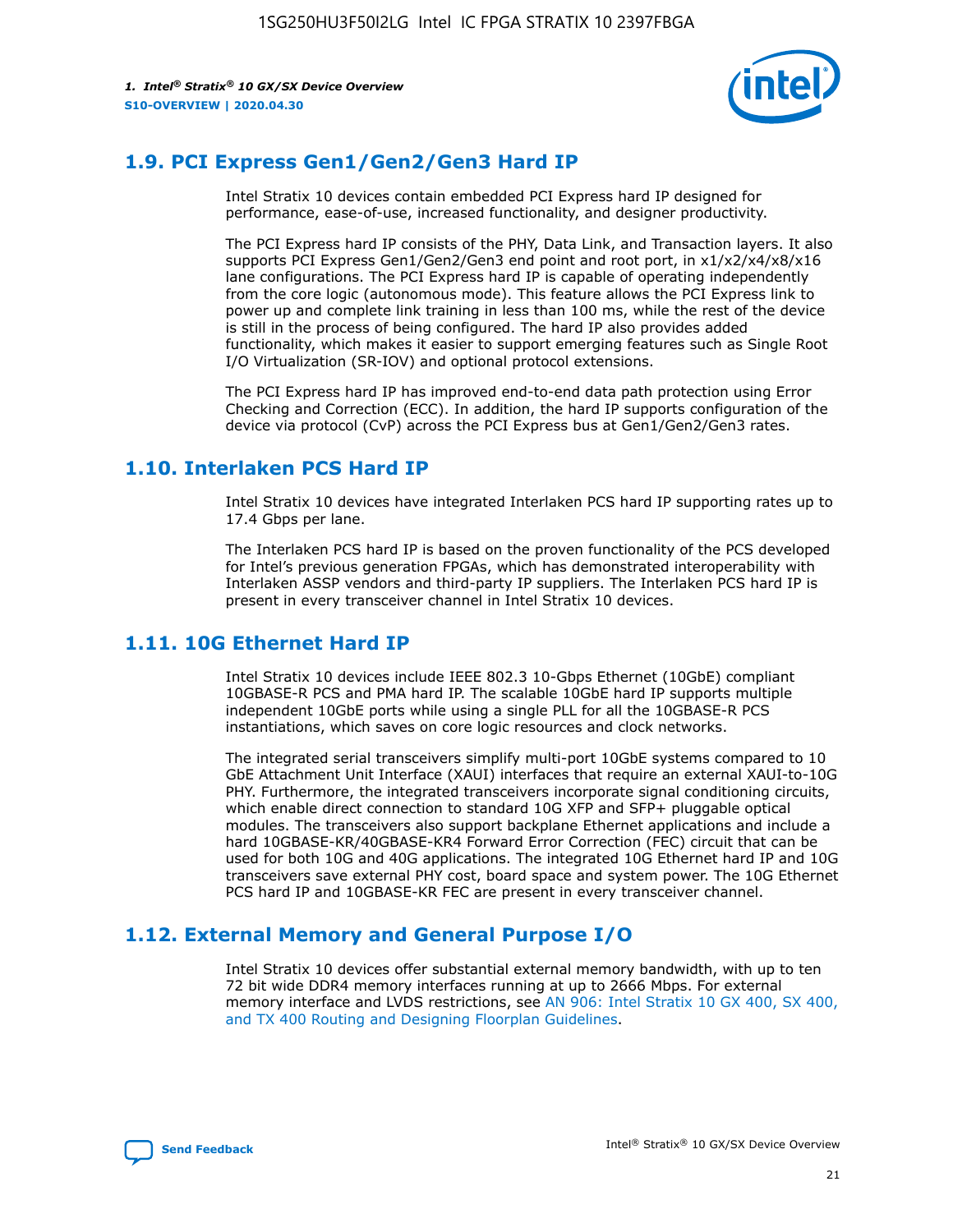## 1.9. PCI Express Gen1/Gen2/Gen3 Hard IP

Intel Stratix 10 devices contain embedded PCI Express hard IP designed for performance, ease-of-use, increased functionality, and designer productivity.

The PCI Express hard IP consists of the PHY, Data Link, and Transaction layers. It also supports PCI Express Gen1/Gen2/Gen3 end point and root port, in x1/x2/x4/x8/x16 lane configurations. The PCI Express hard IP is capable of operating independently from the core logic (autonomous mode). This feature allows the PCI Express link to power up and complete link training in less than 100 ms, while the rest of the device is still in the process of being configured. The hard IP also provides added functionality, which makes it easier to support emerging features such as Single Root I/O Virtualization (SR-IOV) and optional protocol extensions.

The PCI Express hard IP has improved end-to-end data path protection using Error Checking and Correction (ECC). In addition, the hard IP supports configuration of the device via protocol (CvP) across the PCI Express bus at Gen1/Gen2/Gen3 rates.

## 1.10. Interlaken PCS Hard IP

Intel Stratix 10 devices have integrated Interlaken PCS hard IP supporting rates up to 17.4 Gbps per lane.

The Interlaken PCS hard IP is based on the proven functionality of the PCS developed for Intel's previous generation FPGAs, which has demonstrated interoperability with Interlaken ASSP vendors and third-party IP suppliers. The Interlaken PCS hard IP is present in every transceiver channel in Intel Stratix 10 devices.

## 1.11. 10G Ethernet Hard IP

Intel Stratix 10 devices include IEEE 802.3 10-Gbps Ethernet (10GbE) compliant 10GBASE-R PCS and PMA hard IP. The scalable 10GbE hard IP supports multiple independent 10GbE ports while using a single PLL for all the 10GBASE-R PCS instantiations, which saves on core logic resources and clock networks.

The integrated serial transceivers simplify multi-port 10GbE systems compared to 10 GbE Attachment Unit Interface (XAUI) interfaces that require an external XAUI-to-10G PHY. Furthermore, the integrated transceivers incorporate signal conditioning circuits, which enable direct connection to standard 10G XFP and SFP+ pluggable optical modules. The transceivers also support backplane Ethernet applications and include a hard 10GBASE-KR/40GBASE-KR4 Forward Error Correction (FEC) circuit that can be used for both 10G and 40G applications. The integrated 10G Ethernet hard IP and 10G transceivers save external PHY cost, board space and system power. The 10G Ethernet PCS hard IP and 10GBASE-KR FEC are present in every transceiver channel.

## 1.12. External Memory and General Purpose I/O

Intel Stratix 10 devices offer substantial external memory bandwidth, with up to ten 72 bit wide DDR4 memory interfaces running at up to 2666 Mbps. For external memory interface and LVDS restrictions, see AN 906: Intel Stratix 10 GX 400, SX 400, and TX 400 Routing and Designing Floorplan Guidelines.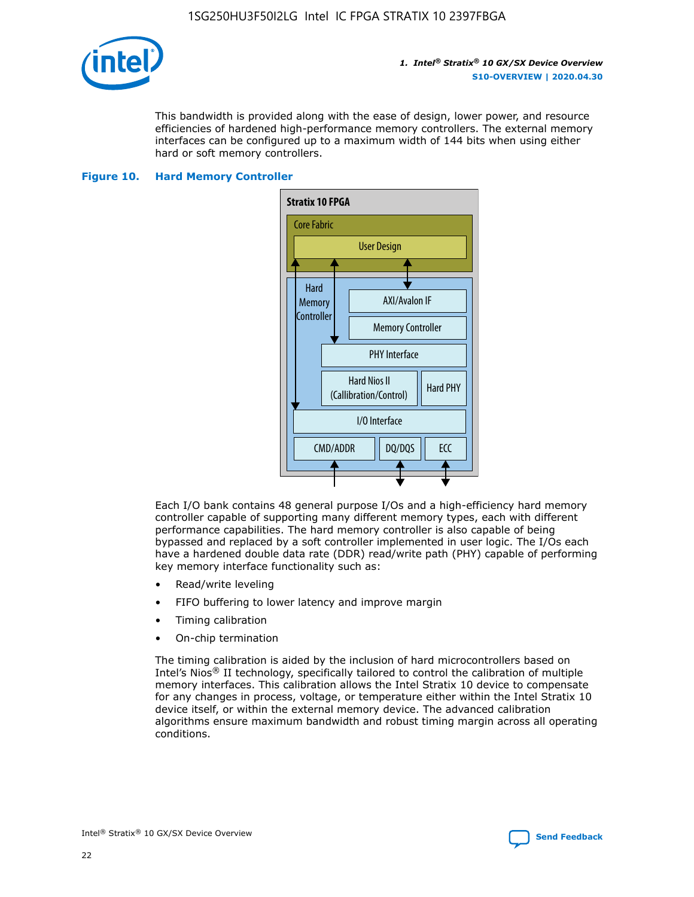This bandwidth is provided along with the ease of design, lower power, and resource efficiencies of hardened high-performance memory controllers. The external memory interfaces can be configured up to a maximum width of 144 bits when using either hard or soft memory controllers.

**Figure 10. Hard Memory Controller**

Each I/O bank contains 48 general purpose I/Os and a high-efficiency hard memory controller capable of supporting many different memory types, each with different performance capabilities. The hard memory controller is also capable of being bypassed and replaced by a soft controller implemented in user logic. The I/Os each have a hardened double data rate (DDR) read/write path (PHY) capable of performing key memory interface functionality such as:

- Read/write leveling
- FIFO buffering to lower latency and improve margin
- Timing calibration
- On-chip termination

The timing calibration is aided by the inclusion of hard microcontrollers based on Intel's Nios® II technology, specifically tailored to control the calibration of multiple memory interfaces. This calibration allows the Intel Stratix 10 device to compensate for any changes in process, voltage, or temperature either within the Intel Stratix 10 device itself, or within the external memory device. The advanced calibration algorithms ensure maximum bandwidth and robust timing margin across all operating conditions.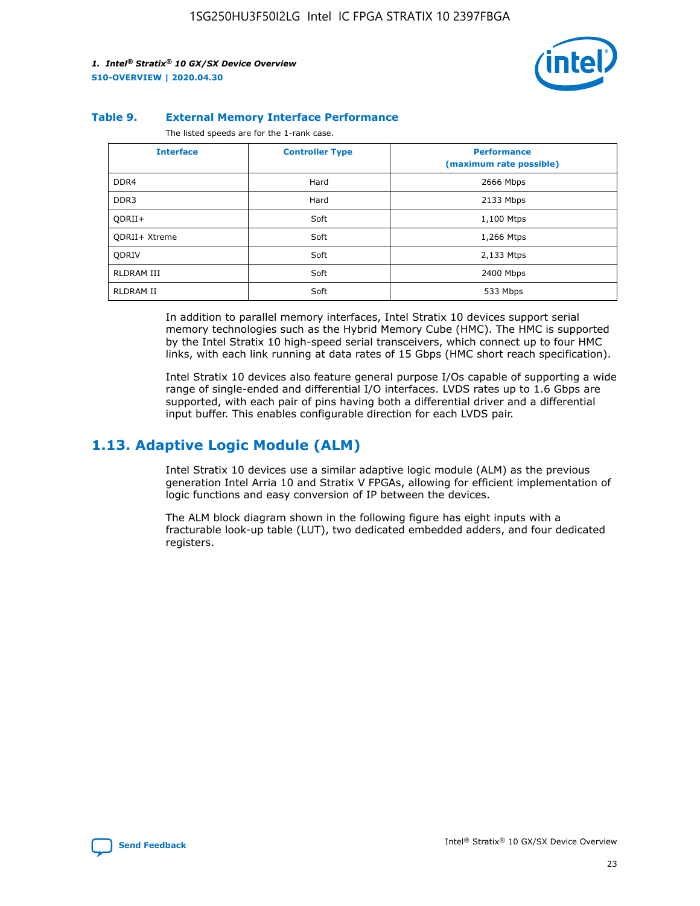**Table 9. External Memory Interface Performance**

The listed speeds are for the 1-rank case.

| Interface | Controller Type | Performance (maximum rate possible) |
|---|---|---|
| DDR4 | Hard | 2666 Mbps |
| DDR3 | Hard | 2133 Mbps |
| QDRII+ | Soft | 1,100 Mtps |
| QDRII+ Xtreme | Soft | 1,266 Mtps |
| QDRIV | Soft | 2,133 Mtps |
| RLDRAM III | Soft | 2400 Mbps |
| RLDRAM II | Soft | 533 Mbps |

In addition to parallel memory interfaces, Intel Stratix 10 devices support serial memory technologies such as the Hybrid Memory Cube (HMC). The HMC is supported by the Intel Stratix 10 high-speed serial transceivers, which connect up to four HMC links, with each link running at data rates of 15 Gbps (HMC short reach specification).

Intel Stratix 10 devices also feature general purpose I/Os capable of supporting a wide range of single-ended and differential I/O interfaces. LVDS rates up to 1.6 Gbps are supported, with each pair of pins having both a differential driver and a differential input buffer. This enables configurable direction for each LVDS pair.

## 1.13. Adaptive Logic Module (ALM)

Intel Stratix 10 devices use a similar adaptive logic module (ALM) as the previous generation Intel Arria 10 and Stratix V FPGAs, allowing for efficient implementation of logic functions and easy conversion of IP between the devices.

The ALM block diagram shown in the following figure has eight inputs with a fracturable look-up table (LUT), two dedicated embedded adders, and four dedicated registers.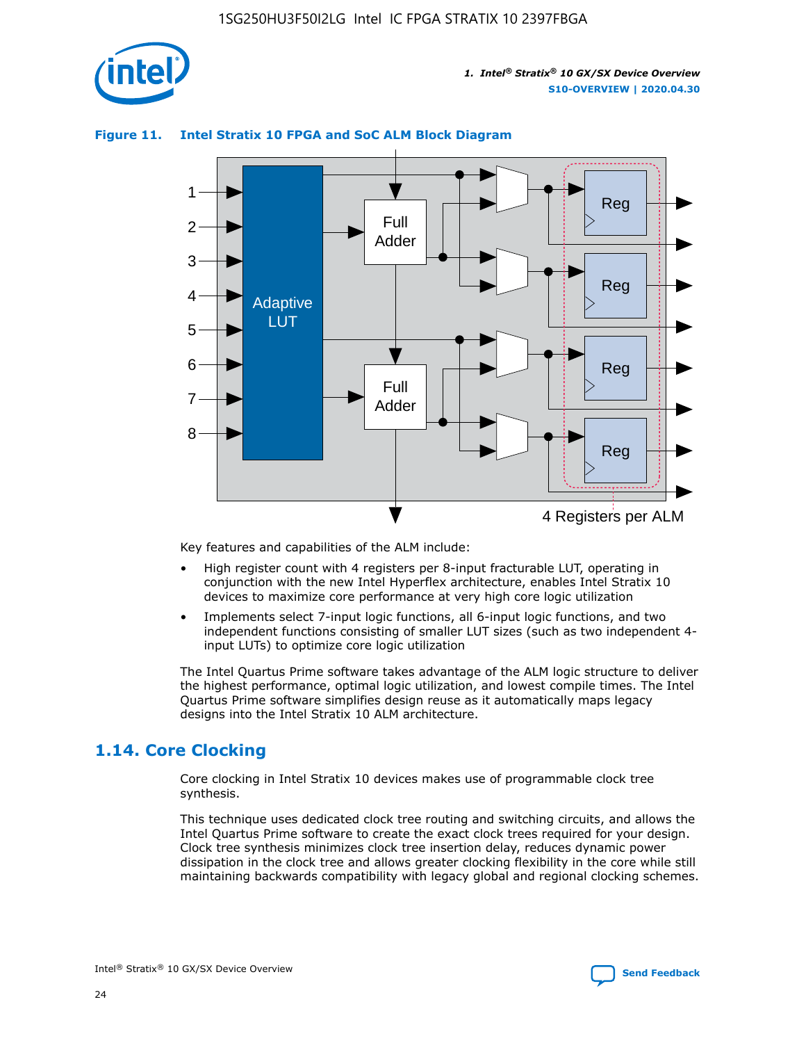**Figure 11. Intel Stratix 10 FPGA and SoC ALM Block Diagram**

Key features and capabilities of the ALM include:

- High register count with 4 registers per 8-input fracturable LUT, operating in conjunction with the new Intel Hyperflex architecture, enables Intel Stratix 10 devices to maximize core performance at very high core logic utilization
- Implements select 7-input logic functions, all 6-input logic functions, and two independent functions consisting of smaller LUT sizes (such as two independent 4-input LUTs) to optimize core logic utilization

The Intel Quartus Prime software takes advantage of the ALM logic structure to deliver the highest performance, optimal logic utilization, and lowest compile times. The Intel Quartus Prime software simplifies design reuse as it automatically maps legacy designs into the Intel Stratix 10 ALM architecture.

## 1.14. Core Clocking

Core clocking in Intel Stratix 10 devices makes use of programmable clock tree synthesis.

This technique uses dedicated clock tree routing and switching circuits, and allows the Intel Quartus Prime software to create the exact clock trees required for your design. Clock tree synthesis minimizes clock tree insertion delay, reduces dynamic power dissipation in the clock tree and allows greater clocking flexibility in the core while still maintaining backwards compatibility with legacy global and regional clocking schemes.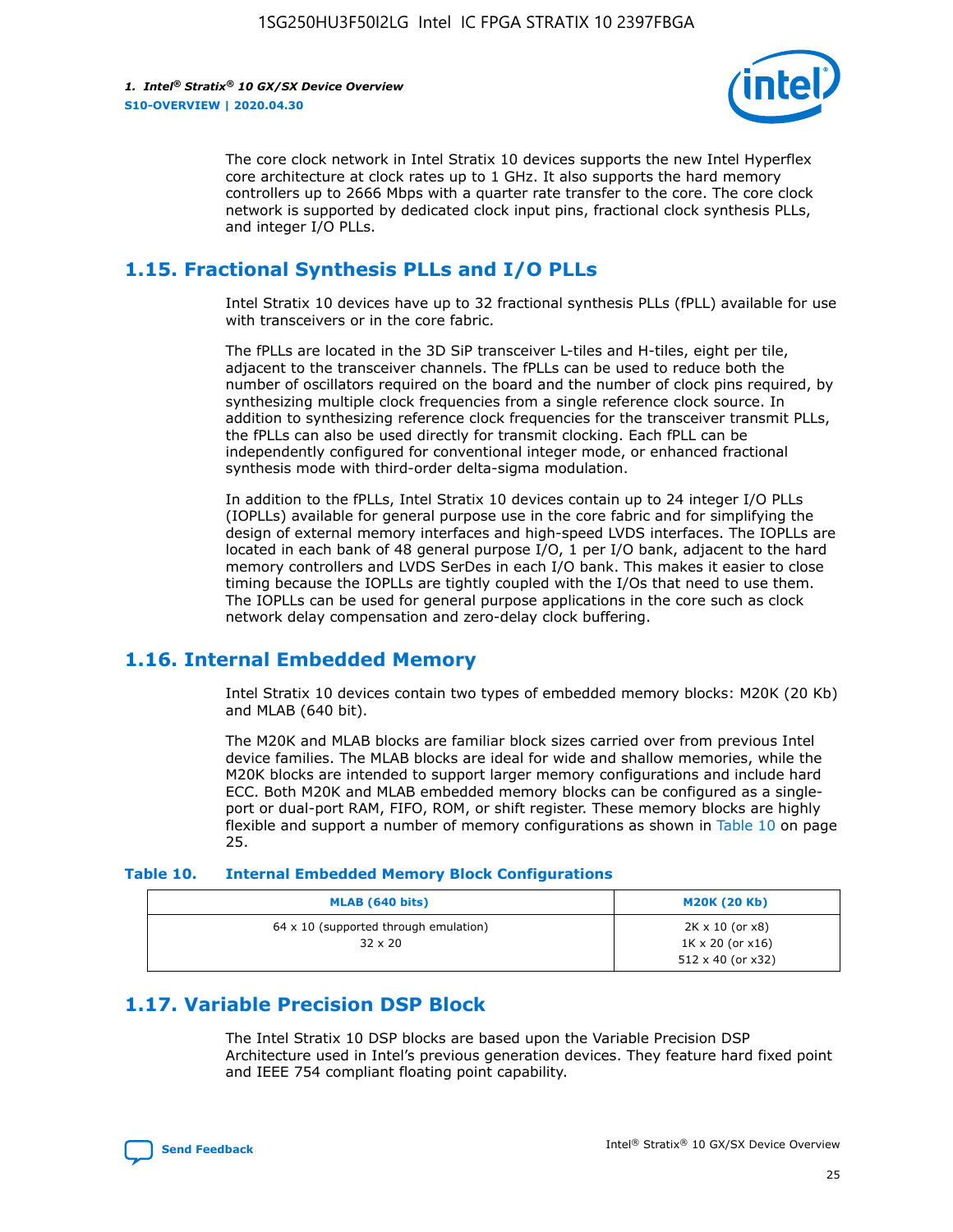The core clock network in Intel Stratix 10 devices supports the new Intel Hyperflex core architecture at clock rates up to 1 GHz. It also supports the hard memory controllers up to 2666 Mbps with a quarter rate transfer to the core. The core clock network is supported by dedicated clock input pins, fractional clock synthesis PLLs, and integer I/O PLLs.

## 1.15. Fractional Synthesis PLLs and I/O PLLs

Intel Stratix 10 devices have up to 32 fractional synthesis PLLs (fPLL) available for use with transceivers or in the core fabric.

The fPLLs are located in the 3D SiP transceiver L-tiles and H-tiles, eight per tile, adjacent to the transceiver channels. The fPLLs can be used to reduce both the number of oscillators required on the board and the number of clock pins required, by synthesizing multiple clock frequencies from a single reference clock source. In addition to synthesizing reference clock frequencies for the transceiver transmit PLLs, the fPLLs can also be used directly for transmit clocking. Each fPLL can be independently configured for conventional integer mode, or enhanced fractional synthesis mode with third-order delta-sigma modulation.

In addition to the fPLLs, Intel Stratix 10 devices contain up to 24 integer I/O PLLs (IOPLLs) available for general purpose use in the core fabric and for simplifying the design of external memory interfaces and high-speed LVDS interfaces. The IOPLLs are located in each bank of 48 general purpose I/O, 1 per I/O bank, adjacent to the hard memory controllers and LVDS SerDes in each I/O bank. This makes it easier to close timing because the IOPLLs are tightly coupled with the I/Os that need to use them. The IOPLLs can be used for general purpose applications in the core such as clock network delay compensation and zero-delay clock buffering.

## 1.16. Internal Embedded Memory

Intel Stratix 10 devices contain two types of embedded memory blocks: M20K (20 Kb) and MLAB (640 bit).

The M20K and MLAB blocks are familiar block sizes carried over from previous Intel device families. The MLAB blocks are ideal for wide and shallow memories, while the M20K blocks are intended to support larger memory configurations and include hard ECC. Both M20K and MLAB embedded memory blocks can be configured as a single-port or dual-port RAM, FIFO, ROM, or shift register. These memory blocks are highly flexible and support a number of memory configurations as shown in Table 10 on page 25.

**Table 10. Internal Embedded Memory Block Configurations**

| MLAB (640 bits) | M20K (20 Kb) |
| --- | --- |
| 64 x 10 (supported through emulation)<br>32 x 20 | 2K x 10 (or x8)<br>1K x 20 (or x16)<br>512 x 40 (or x32) |

## 1.17. Variable Precision DSP Block

The Intel Stratix 10 DSP blocks are based upon the Variable Precision DSP Architecture used in Intel's previous generation devices. They feature hard fixed point and IEEE 754 compliant floating point capability.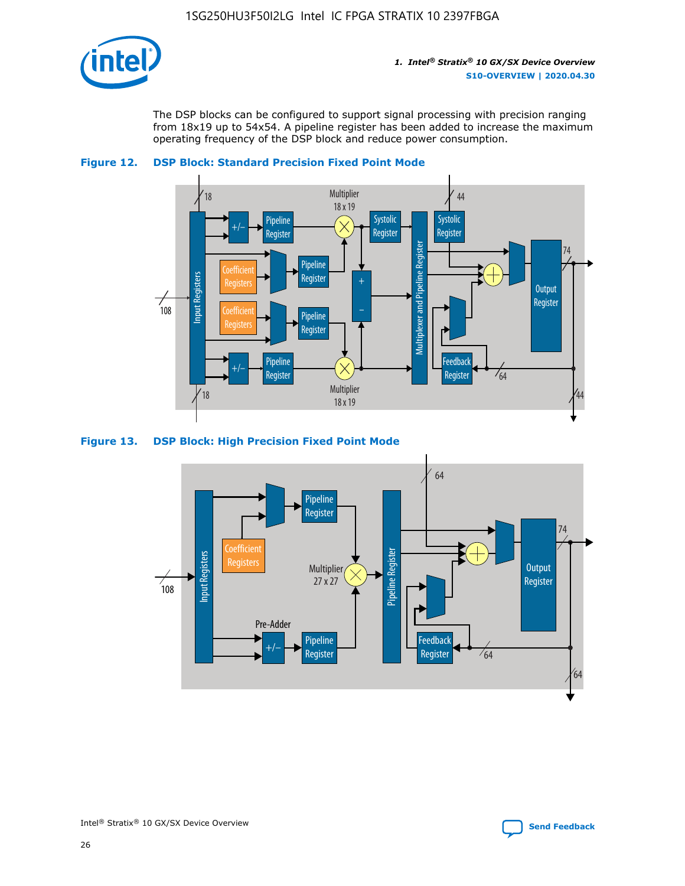The DSP blocks can be configured to support signal processing with precision ranging from 18x19 up to 54x54. A pipeline register has been added to increase the maximum operating frequency of the DSP block and reduce power consumption.

**Figure 12. DSP Block: Standard Precision Fixed Point Mode**

**Figure 13. DSP Block: High Precision Fixed Point Mode**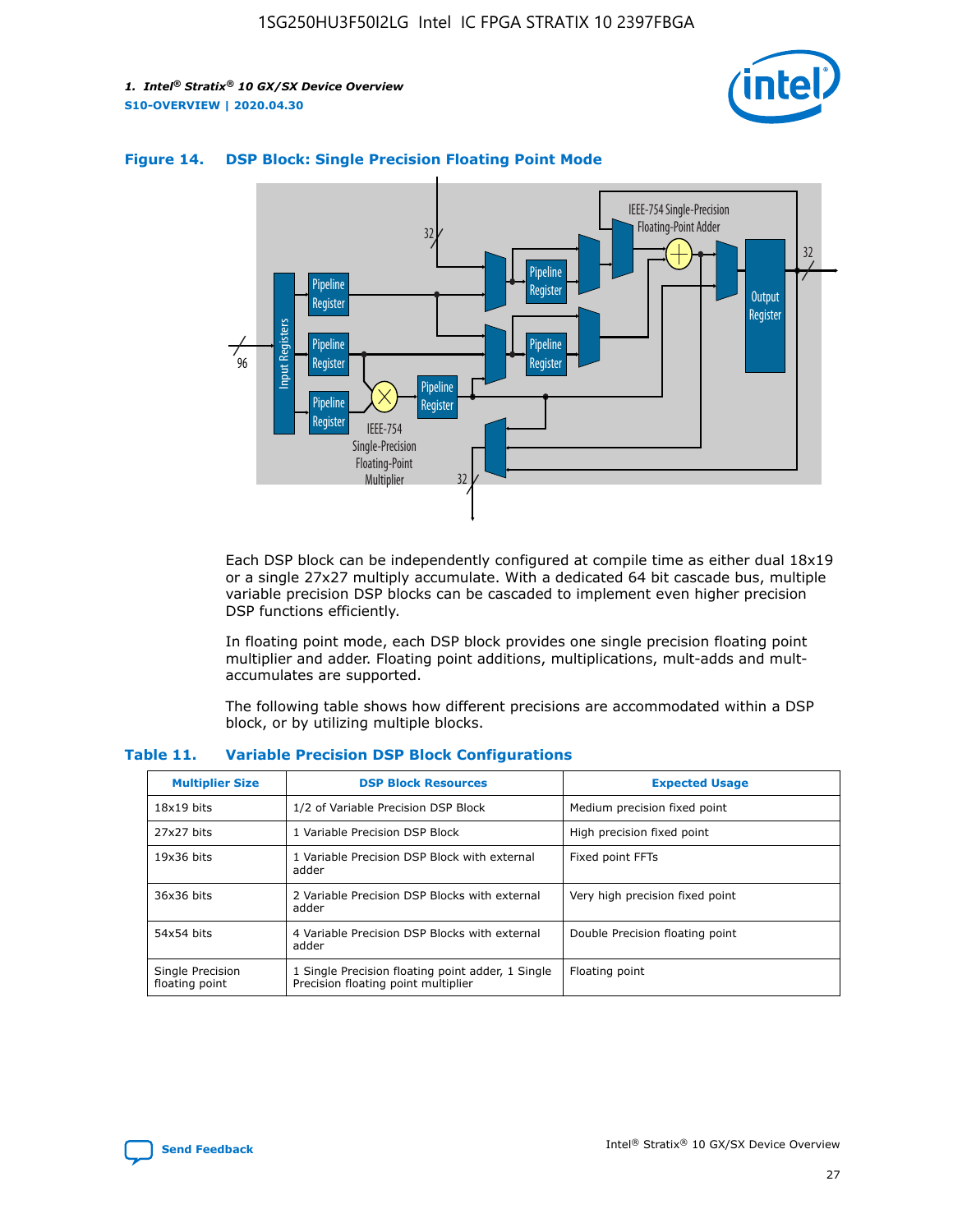#### Figure 14. DSP Block: Single Precision Floating Point Mode

Each DSP block can be independently configured at compile time as either dual 18x19 or a single 27x27 multiply accumulate. With a dedicated 64 bit cascade bus, multiple variable precision DSP blocks can be cascaded to implement even higher precision DSP functions efficiently.

In floating point mode, each DSP block provides one single precision floating point multiplier and adder. Floating point additions, multiplications, mult-adds and mult-accumulates are supported.

The following table shows how different precisions are accommodated within a DSP block, or by utilizing multiple blocks.

#### Table 11. Variable Precision DSP Block Configurations

| Multiplier Size | DSP Block Resources | Expected Usage |
|---|---|---|
| 18x19 bits | 1/2 of Variable Precision DSP Block | Medium precision fixed point |
| 27x27 bits | 1 Variable Precision DSP Block | High precision fixed point |
| 19x36 bits | 1 Variable Precision DSP Block with external adder | Fixed point FFTs |
| 36x36 bits | 2 Variable Precision DSP Blocks with external adder | Very high precision fixed point |
| 54x54 bits | 4 Variable Precision DSP Blocks with external adder | Double Precision floating point |
| Single Precision floating point | 1 Single Precision floating point adder, 1 Single Precision floating point multiplier | Floating point |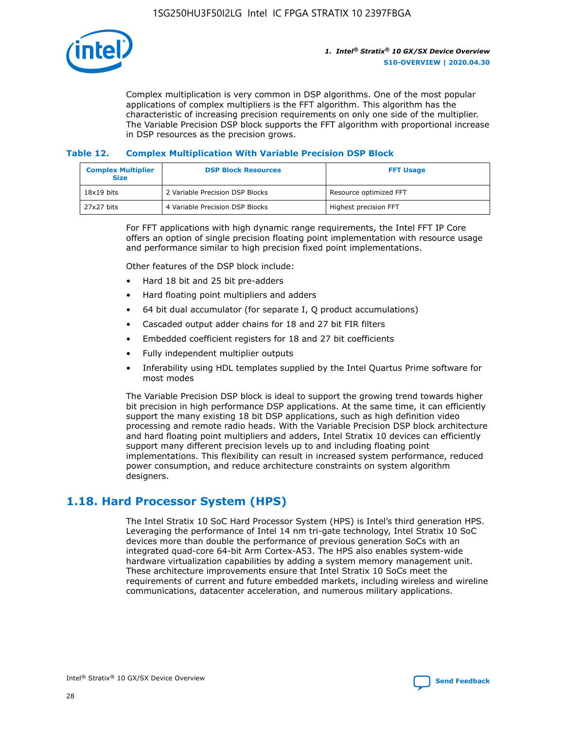Complex multiplication is very common in DSP algorithms. One of the most popular applications of complex multipliers is the FFT algorithm. This algorithm has the characteristic of increasing precision requirements on only one side of the multiplier. The Variable Precision DSP block supports the FFT algorithm with proportional increase in DSP resources as the precision grows.

**Table 12. Complex Multiplication With Variable Precision DSP Block**

| Complex Multiplier Size | DSP Block Resources | FFT Usage |
| --- | --- | --- |
| 18x19 bits | 2 Variable Precision DSP Blocks | Resource optimized FFT |
| 27x27 bits | 4 Variable Precision DSP Blocks | Highest precision FFT |

For FFT applications with high dynamic range requirements, the Intel FFT IP Core offers an option of single precision floating point implementation with resource usage and performance similar to high precision fixed point implementations.

Other features of the DSP block include:

- Hard 18 bit and 25 bit pre-adders
- Hard floating point multipliers and adders
- 64 bit dual accumulator (for separate I, Q product accumulations)
- Cascaded output adder chains for 18 and 27 bit FIR filters
- Embedded coefficient registers for 18 and 27 bit coefficients
- Fully independent multiplier outputs
- Inferability using HDL templates supplied by the Intel Quartus Prime software for most modes

The Variable Precision DSP block is ideal to support the growing trend towards higher bit precision in high performance DSP applications. At the same time, it can efficiently support the many existing 18 bit DSP applications, such as high definition video processing and remote radio heads. With the Variable Precision DSP block architecture and hard floating point multipliers and adders, Intel Stratix 10 devices can efficiently support many different precision levels up to and including floating point implementations. This flexibility can result in increased system performance, reduced power consumption, and reduce architecture constraints on system algorithm designers.

## 1.18. Hard Processor System (HPS)

The Intel Stratix 10 SoC Hard Processor System (HPS) is Intel's third generation HPS. Leveraging the performance of Intel 14 nm tri-gate technology, Intel Stratix 10 SoC devices more than double the performance of previous generation SoCs with an integrated quad-core 64-bit Arm Cortex-A53. The HPS also enables system-wide hardware virtualization capabilities by adding a system memory management unit. These architecture improvements ensure that Intel Stratix 10 SoCs meet the requirements of current and future embedded markets, including wireless and wireline communications, datacenter acceleration, and numerous military applications.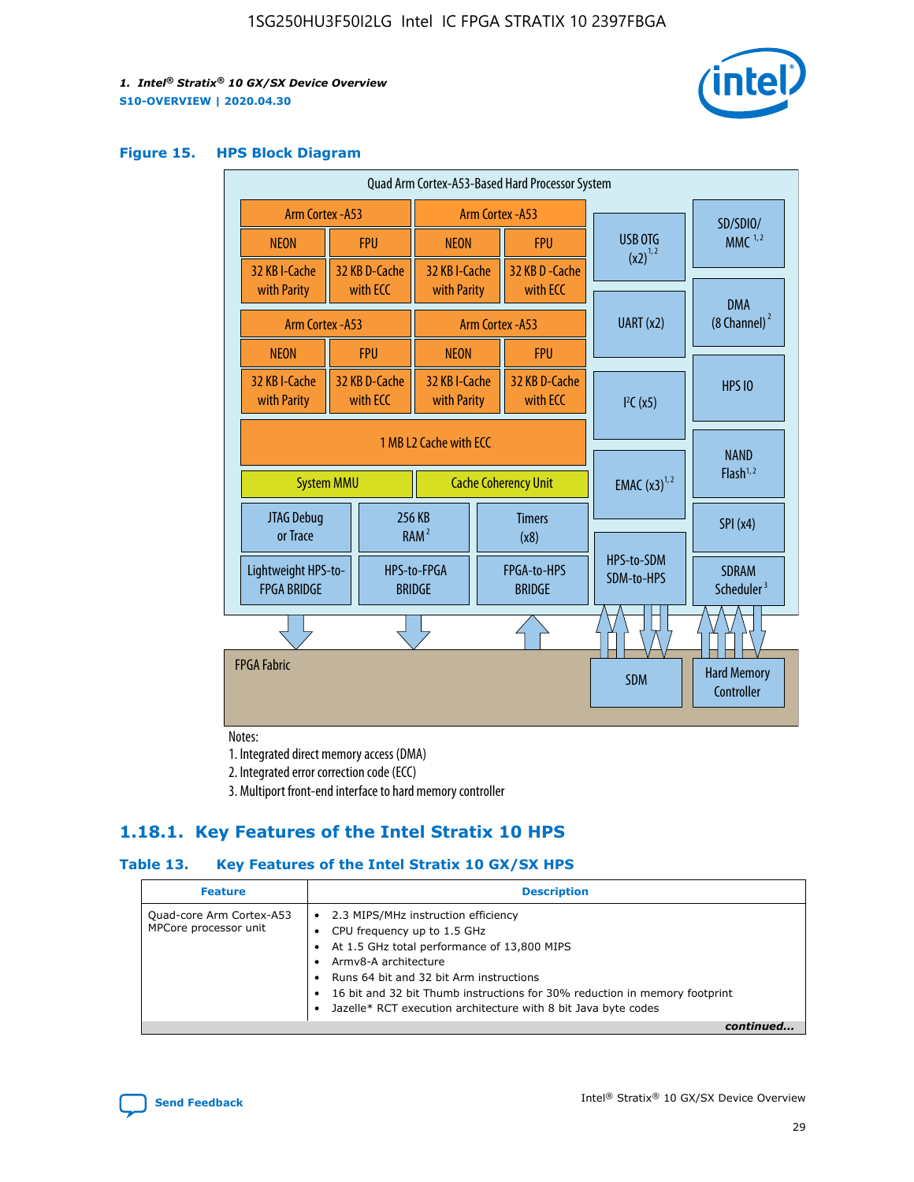### Figure 15. HPS Block Diagram

Quad Arm Cortex-A53-Based Hard Processor System

| Arm Cortex -A53 | | Arm Cortex -A53 | |
|---|---|---|---|
| NEON | FPU | NEON | FPU |
| 32 KB I-Cache with Parity | 32 KB D-Cache with ECC | 32 KB I-Cache with Parity | 32 KB D-Cache with ECC |

| Arm Cortex -A53 | | Arm Cortex -A53 | |
|---|---|---|---|
| NEON | FPU | NEON | FPU |
| 32 KB I-Cache with Parity | 32 KB D-Cache with ECC | 32 KB I-Cache with Parity | 32 KB D-Cache with ECC |

1 MB L2 Cache with ECC

System MMU | Cache Coherency Unit

JTAG Debug or Trace | 256 KB RAM [2] | Timers (x8)

Lightweight HPS-to-FPGA BRIDGE | HPS-to-FPGA BRIDGE | FPGA-to-HPS BRIDGE

USB OTG (x2) [1,2] | UART (x2) | I²C (x5) | EMAC (x3) [1,2] | HPS-to-SDM SDM-to-HPS

SD/SDIO/MMC [1,2] | DMA (8 Channel) [2] | HPS IO | NAND Flash [1,2] | SPI (x4) | SDRAM Scheduler [3]

FPGA Fabric | SDM | Hard Memory Controller

Notes:

1. Integrated direct memory access (DMA)
2. Integrated error correction code (ECC)
3. Multiport front-end interface to hard memory controller

## 1.18.1. Key Features of the Intel Stratix 10 HPS

### Table 13. Key Features of the Intel Stratix 10 GX/SX HPS

| Feature | Description |
|---|---|
| Quad-core Arm Cortex-A53 MPCore processor unit | • 2.3 MIPS/MHz instruction efficiency<br>• CPU frequency up to 1.5 GHz<br>• At 1.5 GHz total performance of 13,800 MIPS<br>• Armv8-A architecture<br>• Runs 64 bit and 32 bit Arm instructions<br>• 16 bit and 32 bit Thumb instructions for 30% reduction in memory footprint<br>• Jazelle* RCT execution architecture with 8 bit Java byte codes |

*continued...*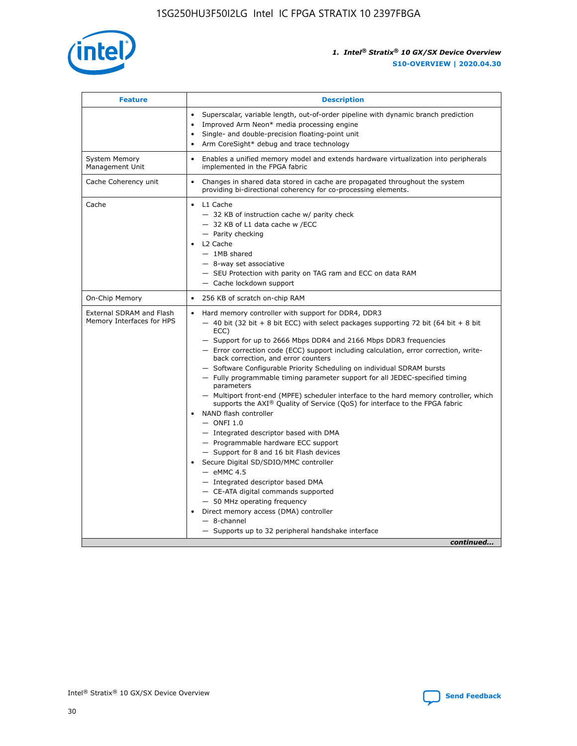| Feature | Description |
| --- | --- |
| | • Superscalar, variable length, out-of-order pipeline with dynamic branch prediction<br>• Improved Arm Neon* media processing engine<br>• Single- and double-precision floating-point unit<br>• Arm CoreSight* debug and trace technology |
| System Memory Management Unit | • Enables a unified memory model and extends hardware virtualization into peripherals implemented in the FPGA fabric |
| Cache Coherency unit | • Changes in shared data stored in cache are propagated throughout the system providing bi-directional coherency for co-processing elements. |
| Cache | • L1 Cache<br>— 32 KB of instruction cache w/ parity check<br>— 32 KB of L1 data cache w /ECC<br>— Parity checking<br>• L2 Cache<br>— 1MB shared<br>— 8-way set associative<br>— SEU Protection with parity on TAG ram and ECC on data RAM<br>— Cache lockdown support |
| On-Chip Memory | • 256 KB of scratch on-chip RAM |
| External SDRAM and Flash Memory Interfaces for HPS | • Hard memory controller with support for DDR4, DDR3<br>— 40 bit (32 bit + 8 bit ECC) with select packages supporting 72 bit (64 bit + 8 bit ECC)<br>— Support for up to 2666 Mbps DDR4 and 2166 Mbps DDR3 frequencies<br>— Error correction code (ECC) support including calculation, error correction, write-back correction, and error counters<br>— Software Configurable Priority Scheduling on individual SDRAM bursts<br>— Fully programmable timing parameter support for all JEDEC-specified timing parameters<br>— Multiport front-end (MPFE) scheduler interface to the hard memory controller, which supports the AXI® Quality of Service (QoS) for interface to the FPGA fabric<br>• NAND flash controller<br>— ONFI 1.0<br>— Integrated descriptor based with DMA<br>— Programmable hardware ECC support<br>— Support for 8 and 16 bit Flash devices<br>• Secure Digital SD/SDIO/MMC controller<br>— eMMC 4.5<br>— Integrated descriptor based DMA<br>— CE-ATA digital commands supported<br>— 50 MHz operating frequency<br>• Direct memory access (DMA) controller<br>— 8-channel<br>— Supports up to 32 peripheral handshake interface |

*continued...*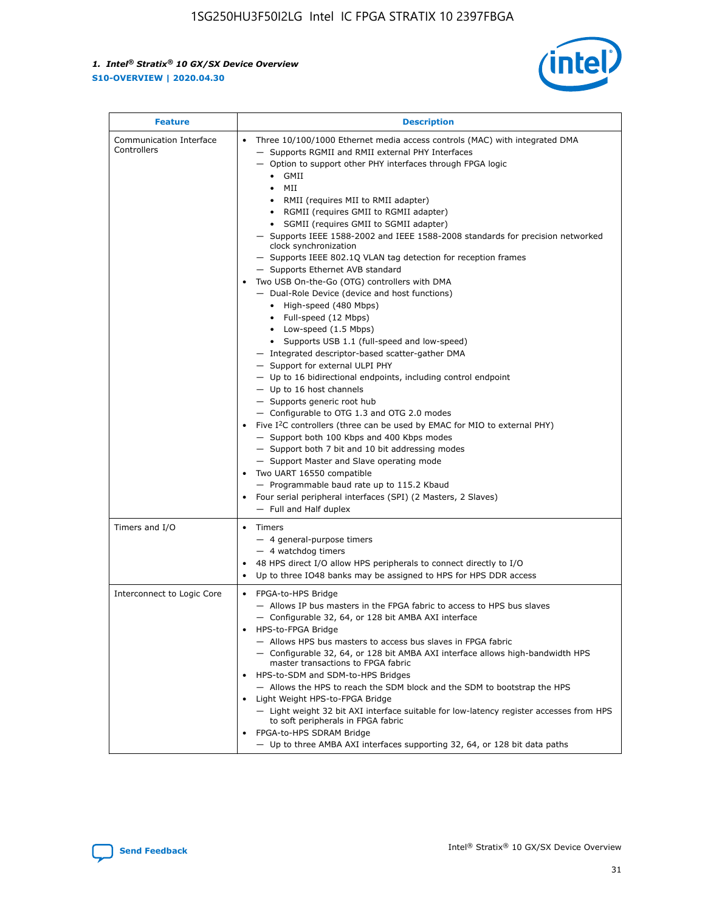| Feature | Description |
| --- | --- |
| Communication Interface Controllers | • Three 10/100/1000 Ethernet media access controls (MAC) with integrated DMA<br>— Supports RGMII and RMII external PHY Interfaces<br>— Option to support other PHY interfaces through FPGA logic<br>• GMII<br>• MII<br>• RMII (requires MII to RMII adapter)<br>• RGMII (requires GMII to RGMII adapter)<br>• SGMII (requires GMII to SGMII adapter)<br>— Supports IEEE 1588-2002 and IEEE 1588-2008 standards for precision networked clock synchronization<br>— Supports IEEE 802.1Q VLAN tag detection for reception frames<br>— Supports Ethernet AVB standard<br>• Two USB On-the-Go (OTG) controllers with DMA<br>— Dual-Role Device (device and host functions)<br>• High-speed (480 Mbps)<br>• Full-speed (12 Mbps)<br>• Low-speed (1.5 Mbps)<br>• Supports USB 1.1 (full-speed and low-speed)<br>— Integrated descriptor-based scatter-gather DMA<br>— Support for external ULPI PHY<br>— Up to 16 bidirectional endpoints, including control endpoint<br>— Up to 16 host channels<br>— Supports generic root hub<br>— Configurable to OTG 1.3 and OTG 2.0 modes<br>• Five I$^2$C controllers (three can be used by EMAC for MIO to external PHY)<br>— Support both 100 Kbps and 400 Kbps modes<br>— Support both 7 bit and 10 bit addressing modes<br>— Support Master and Slave operating mode<br>• Two UART 16550 compatible<br>— Programmable baud rate up to 115.2 Kbaud<br>• Four serial peripheral interfaces (SPI) (2 Masters, 2 Slaves)<br>— Full and Half duplex |
| Timers and I/O | • Timers<br>— 4 general-purpose timers<br>— 4 watchdog timers<br>• 48 HPS direct I/O allow HPS peripherals to connect directly to I/O<br>• Up to three IO48 banks may be assigned to HPS for HPS DDR access |
| Interconnect to Logic Core | • FPGA-to-HPS Bridge<br>— Allows IP bus masters in the FPGA fabric to access to HPS bus slaves<br>— Configurable 32, 64, or 128 bit AMBA AXI interface<br>• HPS-to-FPGA Bridge<br>— Allows HPS bus masters to access bus slaves in FPGA fabric<br>— Configurable 32, 64, or 128 bit AMBA AXI interface allows high-bandwidth HPS master transactions to FPGA fabric<br>• HPS-to-SDM and SDM-to-HPS Bridges<br>— Allows the HPS to reach the SDM block and the SDM to bootstrap the HPS<br>• Light Weight HPS-to-FPGA Bridge<br>— Light weight 32 bit AXI interface suitable for low-latency register accesses from HPS to soft peripherals in FPGA fabric<br>• FPGA-to-HPS SDRAM Bridge<br>— Up to three AMBA AXI interfaces supporting 32, 64, or 128 bit data paths |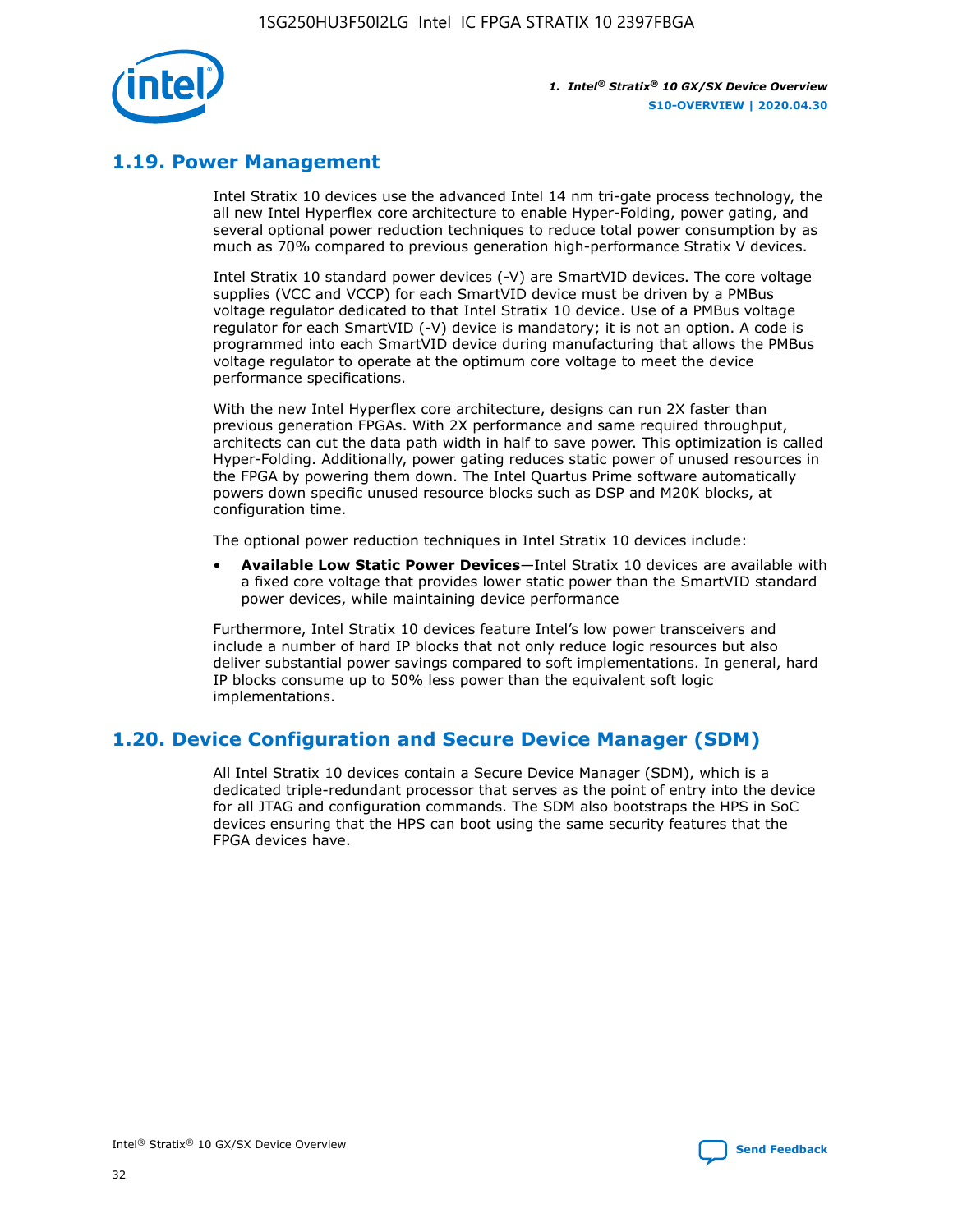## 1.19. Power Management

Intel Stratix 10 devices use the advanced Intel 14 nm tri-gate process technology, the all new Intel Hyperflex core architecture to enable Hyper-Folding, power gating, and several optional power reduction techniques to reduce total power consumption by as much as 70% compared to previous generation high-performance Stratix V devices.

Intel Stratix 10 standard power devices (-V) are SmartVID devices. The core voltage supplies (VCC and VCCP) for each SmartVID device must be driven by a PMBus voltage regulator dedicated to that Intel Stratix 10 device. Use of a PMBus voltage regulator for each SmartVID (-V) device is mandatory; it is not an option. A code is programmed into each SmartVID device during manufacturing that allows the PMBus voltage regulator to operate at the optimum core voltage to meet the device performance specifications.

With the new Intel Hyperflex core architecture, designs can run 2X faster than previous generation FPGAs. With 2X performance and same required throughput, architects can cut the data path width in half to save power. This optimization is called Hyper-Folding. Additionally, power gating reduces static power of unused resources in the FPGA by powering them down. The Intel Quartus Prime software automatically powers down specific unused resource blocks such as DSP and M20K blocks, at configuration time.

The optional power reduction techniques in Intel Stratix 10 devices include:

- **Available Low Static Power Devices**—Intel Stratix 10 devices are available with a fixed core voltage that provides lower static power than the SmartVID standard power devices, while maintaining device performance

Furthermore, Intel Stratix 10 devices feature Intel's low power transceivers and include a number of hard IP blocks that not only reduce logic resources but also deliver substantial power savings compared to soft implementations. In general, hard IP blocks consume up to 50% less power than the equivalent soft logic implementations.

## 1.20. Device Configuration and Secure Device Manager (SDM)

All Intel Stratix 10 devices contain a Secure Device Manager (SDM), which is a dedicated triple-redundant processor that serves as the point of entry into the device for all JTAG and configuration commands. The SDM also bootstraps the HPS in SoC devices ensuring that the HPS can boot using the same security features that the FPGA devices have.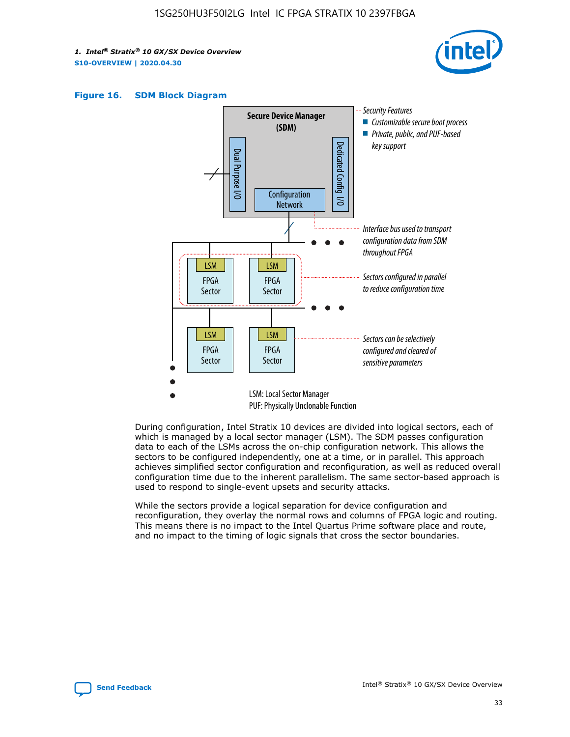**Figure 16. SDM Block Diagram**

During configuration, Intel Stratix 10 devices are divided into logical sectors, each of which is managed by a local sector manager (LSM). The SDM passes configuration data to each of the LSMs across the on-chip configuration network. This allows the sectors to be configured independently, one at a time, or in parallel. This approach achieves simplified sector configuration and reconfiguration, as well as reduced overall configuration time due to the inherent parallelism. The same sector-based approach is used to respond to single-event upsets and security attacks.

While the sectors provide a logical separation for device configuration and reconfiguration, they overlay the normal rows and columns of FPGA logic and routing. This means there is no impact to the Intel Quartus Prime software place and route, and no impact to the timing of logic signals that cross the sector boundaries.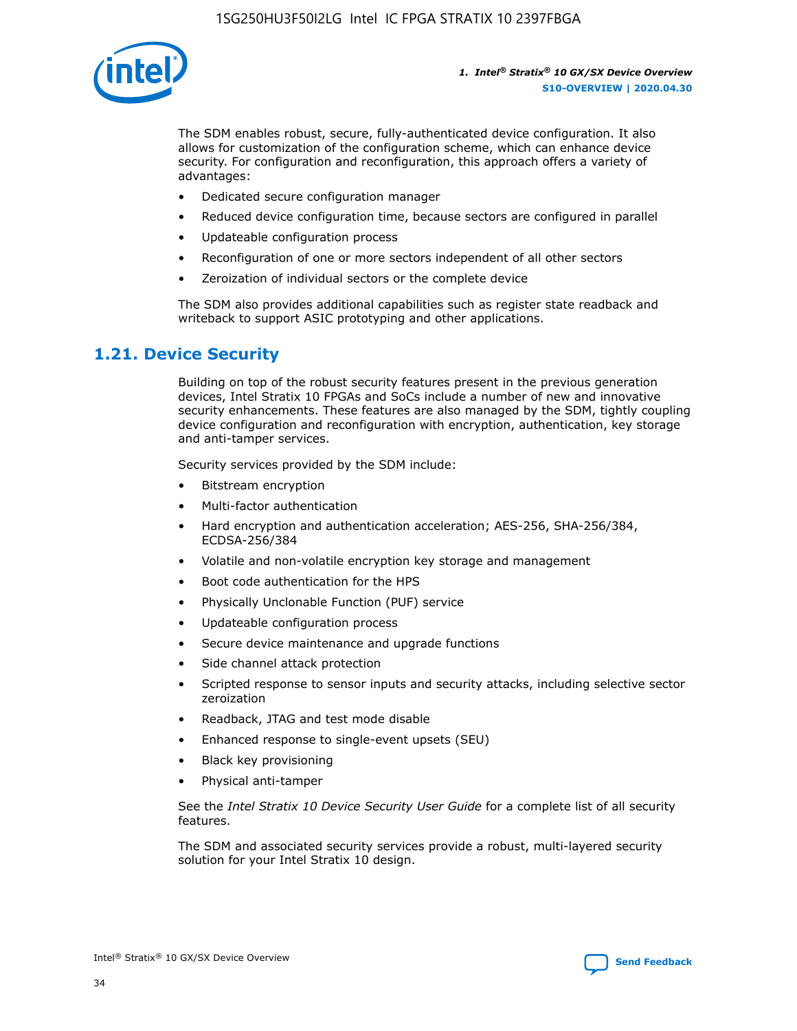The SDM enables robust, secure, fully-authenticated device configuration. It also allows for customization of the configuration scheme, which can enhance device security. For configuration and reconfiguration, this approach offers a variety of advantages:

- Dedicated secure configuration manager
- Reduced device configuration time, because sectors are configured in parallel
- Updateable configuration process
- Reconfiguration of one or more sectors independent of all other sectors
- Zeroization of individual sectors or the complete device

The SDM also provides additional capabilities such as register state readback and writeback to support ASIC prototyping and other applications.

## 1.21. Device Security

Building on top of the robust security features present in the previous generation devices, Intel Stratix 10 FPGAs and SoCs include a number of new and innovative security enhancements. These features are also managed by the SDM, tightly coupling device configuration and reconfiguration with encryption, authentication, key storage and anti-tamper services.

Security services provided by the SDM include:

- Bitstream encryption
- Multi-factor authentication
- Hard encryption and authentication acceleration; AES-256, SHA-256/384, ECDSA-256/384
- Volatile and non-volatile encryption key storage and management
- Boot code authentication for the HPS
- Physically Unclonable Function (PUF) service
- Updateable configuration process
- Secure device maintenance and upgrade functions
- Side channel attack protection
- Scripted response to sensor inputs and security attacks, including selective sector zeroization
- Readback, JTAG and test mode disable
- Enhanced response to single-event upsets (SEU)
- Black key provisioning
- Physical anti-tamper

See the *Intel Stratix 10 Device Security User Guide* for a complete list of all security features.

The SDM and associated security services provide a robust, multi-layered security solution for your Intel Stratix 10 design.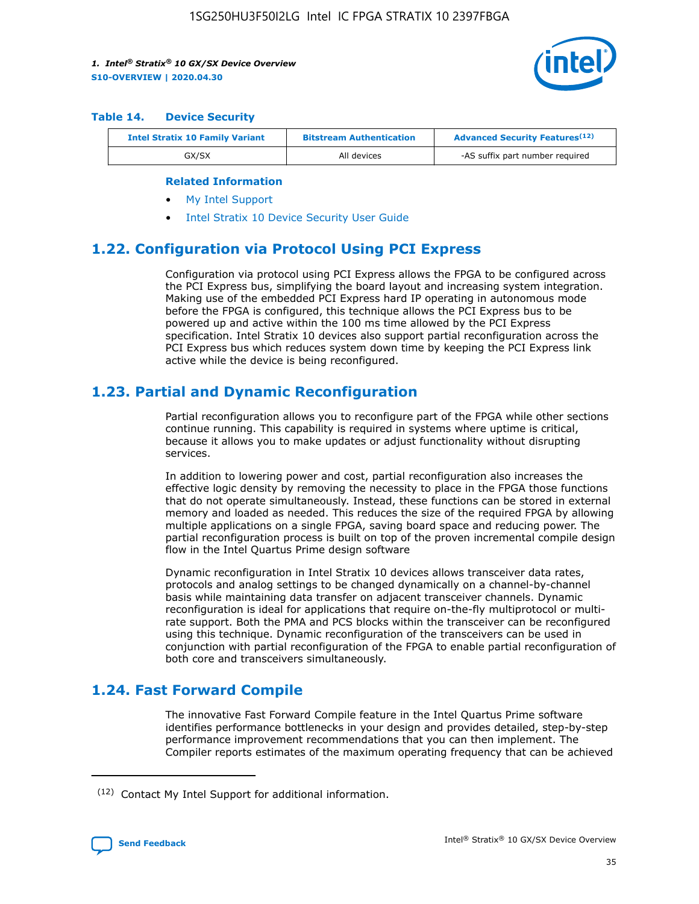### Table 14. Device Security

| Intel Stratix 10 Family Variant | Bitstream Authentication | Advanced Security Features[12] |
| --- | --- | --- |
| GX/SX | All devices | -AS suffix part number required |

**Related Information**

- My Intel Support
- Intel Stratix 10 Device Security User Guide

## 1.22. Configuration via Protocol Using PCI Express

Configuration via protocol using PCI Express allows the FPGA to be configured across the PCI Express bus, simplifying the board layout and increasing system integration. Making use of the embedded PCI Express hard IP operating in autonomous mode before the FPGA is configured, this technique allows the PCI Express bus to be powered up and active within the 100 ms time allowed by the PCI Express specification. Intel Stratix 10 devices also support partial reconfiguration across the PCI Express bus which reduces system down time by keeping the PCI Express link active while the device is being reconfigured.

## 1.23. Partial and Dynamic Reconfiguration

Partial reconfiguration allows you to reconfigure part of the FPGA while other sections continue running. This capability is required in systems where uptime is critical, because it allows you to make updates or adjust functionality without disrupting services.

In addition to lowering power and cost, partial reconfiguration also increases the effective logic density by removing the necessity to place in the FPGA those functions that do not operate simultaneously. Instead, these functions can be stored in external memory and loaded as needed. This reduces the size of the required FPGA by allowing multiple applications on a single FPGA, saving board space and reducing power. The partial reconfiguration process is built on top of the proven incremental compile design flow in the Intel Quartus Prime design software

Dynamic reconfiguration in Intel Stratix 10 devices allows transceiver data rates, protocols and analog settings to be changed dynamically on a channel-by-channel basis while maintaining data transfer on adjacent transceiver channels. Dynamic reconfiguration is ideal for applications that require on-the-fly multiprotocol or multi-rate support. Both the PMA and PCS blocks within the transceiver can be reconfigured using this technique. Dynamic reconfiguration of the transceivers can be used in conjunction with partial reconfiguration of the FPGA to enable partial reconfiguration of both core and transceivers simultaneously.

## 1.24. Fast Forward Compile

The innovative Fast Forward Compile feature in the Intel Quartus Prime software identifies performance bottlenecks in your design and provides detailed, step-by-step performance improvement recommendations that you can then implement. The Compiler reports estimates of the maximum operating frequency that can be achieved

[12] Contact My Intel Support for additional information.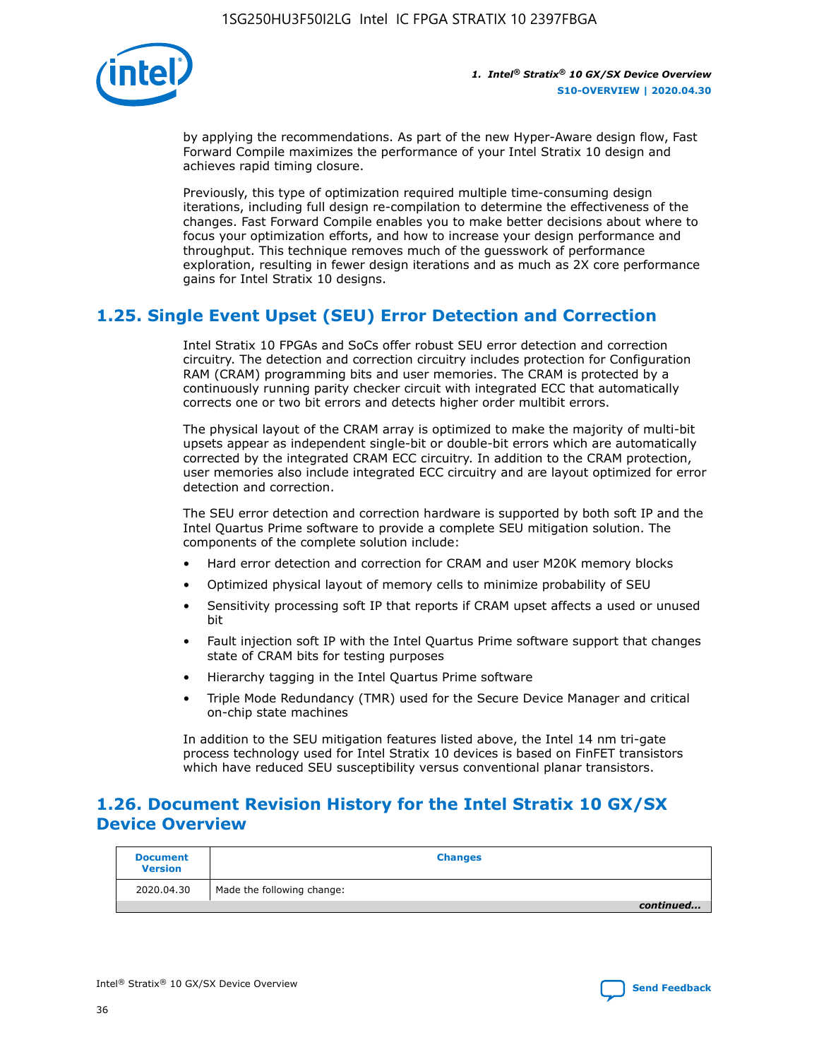by applying the recommendations. As part of the new Hyper-Aware design flow, Fast Forward Compile maximizes the performance of your Intel Stratix 10 design and achieves rapid timing closure.

Previously, this type of optimization required multiple time-consuming design iterations, including full design re-compilation to determine the effectiveness of the changes. Fast Forward Compile enables you to make better decisions about where to focus your optimization efforts, and how to increase your design performance and throughput. This technique removes much of the guesswork of performance exploration, resulting in fewer design iterations and as much as 2X core performance gains for Intel Stratix 10 designs.

## 1.25. Single Event Upset (SEU) Error Detection and Correction

Intel Stratix 10 FPGAs and SoCs offer robust SEU error detection and correction circuitry. The detection and correction circuitry includes protection for Configuration RAM (CRAM) programming bits and user memories. The CRAM is protected by a continuously running parity checker circuit with integrated ECC that automatically corrects one or two bit errors and detects higher order multibit errors.

The physical layout of the CRAM array is optimized to make the majority of multi-bit upsets appear as independent single-bit or double-bit errors which are automatically corrected by the integrated CRAM ECC circuitry. In addition to the CRAM protection, user memories also include integrated ECC circuitry and are layout optimized for error detection and correction.

The SEU error detection and correction hardware is supported by both soft IP and the Intel Quartus Prime software to provide a complete SEU mitigation solution. The components of the complete solution include:

- Hard error detection and correction for CRAM and user M20K memory blocks
- Optimized physical layout of memory cells to minimize probability of SEU
- Sensitivity processing soft IP that reports if CRAM upset affects a used or unused bit
- Fault injection soft IP with the Intel Quartus Prime software support that changes state of CRAM bits for testing purposes
- Hierarchy tagging in the Intel Quartus Prime software
- Triple Mode Redundancy (TMR) used for the Secure Device Manager and critical on-chip state machines

In addition to the SEU mitigation features listed above, the Intel 14 nm tri-gate process technology used for Intel Stratix 10 devices is based on FinFET transistors which have reduced SEU susceptibility versus conventional planar transistors.

## 1.26. Document Revision History for the Intel Stratix 10 GX/SX Device Overview

| Document Version | Changes |
| --- | --- |
| 2020.04.30 | Made the following change: |

*continued...*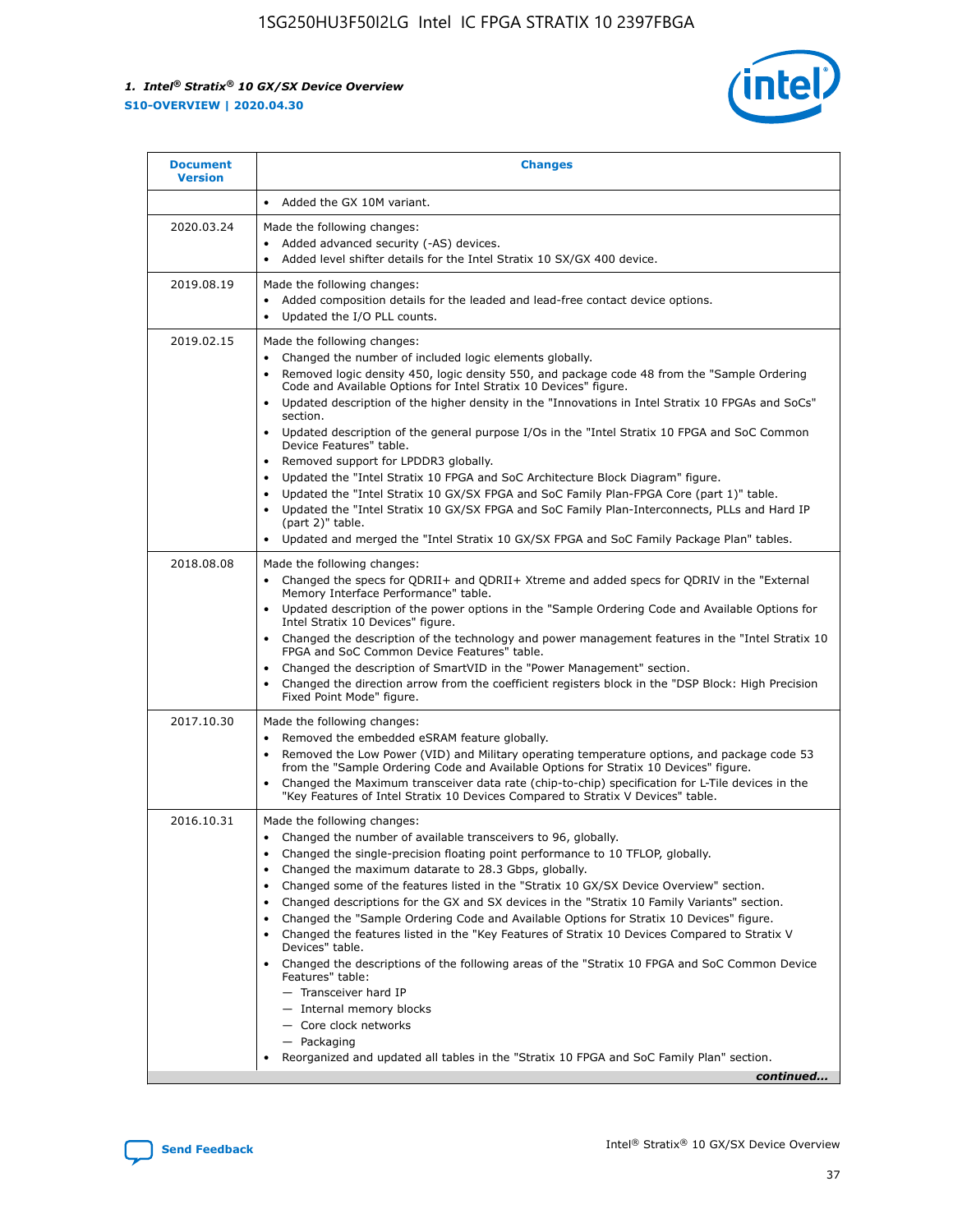| Document Version | Changes |
| --- | --- |
| | • Added the GX 10M variant. |
| 2020.03.24 | Made the following changes:<br>• Added advanced security (-AS) devices.<br>• Added level shifter details for the Intel Stratix 10 SX/GX 400 device. |
| 2019.08.19 | Made the following changes:<br>• Added composition details for the leaded and lead-free contact device options.<br>• Updated the I/O PLL counts. |
| 2019.02.15 | Made the following changes:<br>• Changed the number of included logic elements globally.<br>• Removed logic density 450, logic density 550, and package code 48 from the "Sample Ordering Code and Available Options for Intel Stratix 10 Devices" figure.<br>• Updated description of the higher density in the "Innovations in Intel Stratix 10 FPGAs and SoCs" section.<br>• Updated description of the general purpose I/Os in the "Intel Stratix 10 FPGA and SoC Common Device Features" table.<br>• Removed support for LPDDR3 globally.<br>• Updated the "Intel Stratix 10 FPGA and SoC Architecture Block Diagram" figure.<br>• Updated the "Intel Stratix 10 GX/SX FPGA and SoC Family Plan-FPGA Core (part 1)" table.<br>• Updated the "Intel Stratix 10 GX/SX FPGA and SoC Family Plan-Interconnects, PLLs and Hard IP (part 2)" table.<br>• Updated and merged the "Intel Stratix 10 GX/SX FPGA and SoC Family Package Plan" tables. |
| 2018.08.08 | Made the following changes:<br>• Changed the specs for QDRII+ and QDRII+ Xtreme and added specs for QDRIV in the "External Memory Interface Performance" table.<br>• Updated description of the power options in the "Sample Ordering Code and Available Options for Intel Stratix 10 Devices" figure.<br>• Changed the description of the technology and power management features in the "Intel Stratix 10 FPGA and SoC Common Device Features" table.<br>• Changed the description of SmartVID in the "Power Management" section.<br>• Changed the direction arrow from the coefficient registers block in the "DSP Block: High Precision Fixed Point Mode" figure. |
| 2017.10.30 | Made the following changes:<br>• Removed the embedded eSRAM feature globally.<br>• Removed the Low Power (VID) and Military operating temperature options, and package code 53 from the "Sample Ordering Code and Available Options for Stratix 10 Devices" figure.<br>• Changed the Maximum transceiver data rate (chip-to-chip) specification for L-Tile devices in the "Key Features of Intel Stratix 10 Devices Compared to Stratix V Devices" table. |
| 2016.10.31 | Made the following changes:<br>• Changed the number of available transceivers to 96, globally.<br>• Changed the single-precision floating point performance to 10 TFLOP, globally.<br>• Changed the maximum datarate to 28.3 Gbps, globally.<br>• Changed some of the features listed in the "Stratix 10 GX/SX Device Overview" section.<br>• Changed descriptions for the GX and SX devices in the "Stratix 10 Family Variants" section.<br>• Changed the "Sample Ordering Code and Available Options for Stratix 10 Devices" figure.<br>• Changed the features listed in the "Key Features of Stratix 10 Devices Compared to Stratix V Devices" table.<br>• Changed the descriptions of the following areas of the "Stratix 10 FPGA and SoC Common Device Features" table:<br>— Transceiver hard IP<br>— Internal memory blocks<br>— Core clock networks<br>— Packaging<br>• Reorganized and updated all tables in the "Stratix 10 FPGA and SoC Family Plan" section. |

*continued...*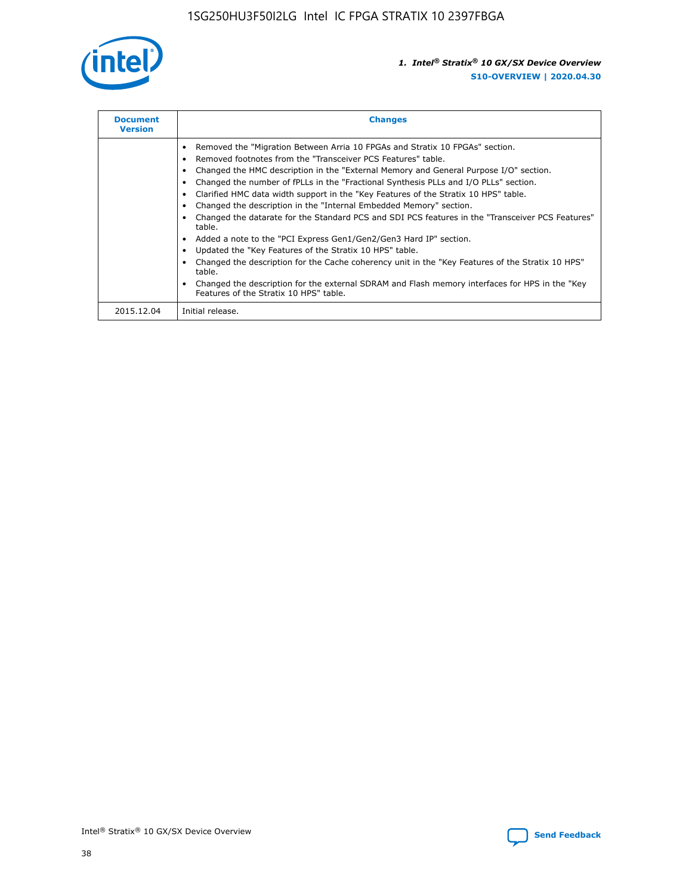| Document Version | Changes |
| --- | --- |
| | • Removed the "Migration Between Arria 10 FPGAs and Stratix 10 FPGAs" section.<br>• Removed footnotes from the "Transceiver PCS Features" table.<br>• Changed the HMC description in the "External Memory and General Purpose I/O" section.<br>• Changed the number of fPLLs in the "Fractional Synthesis PLLs and I/O PLLs" section.<br>• Clarified HMC data width support in the "Key Features of the Stratix 10 HPS" table.<br>• Changed the description in the "Internal Embedded Memory" section.<br>• Changed the datarate for the Standard PCS and SDI PCS features in the "Transceiver PCS Features" table.<br>• Added a note to the "PCI Express Gen1/Gen2/Gen3 Hard IP" section.<br>• Updated the "Key Features of the Stratix 10 HPS" table.<br>• Changed the description for the Cache coherency unit in the "Key Features of the Stratix 10 HPS" table.<br>• Changed the description for the external SDRAM and Flash memory interfaces for HPS in the "Key Features of the Stratix 10 HPS" table. |
| 2015.12.04 | Initial release. |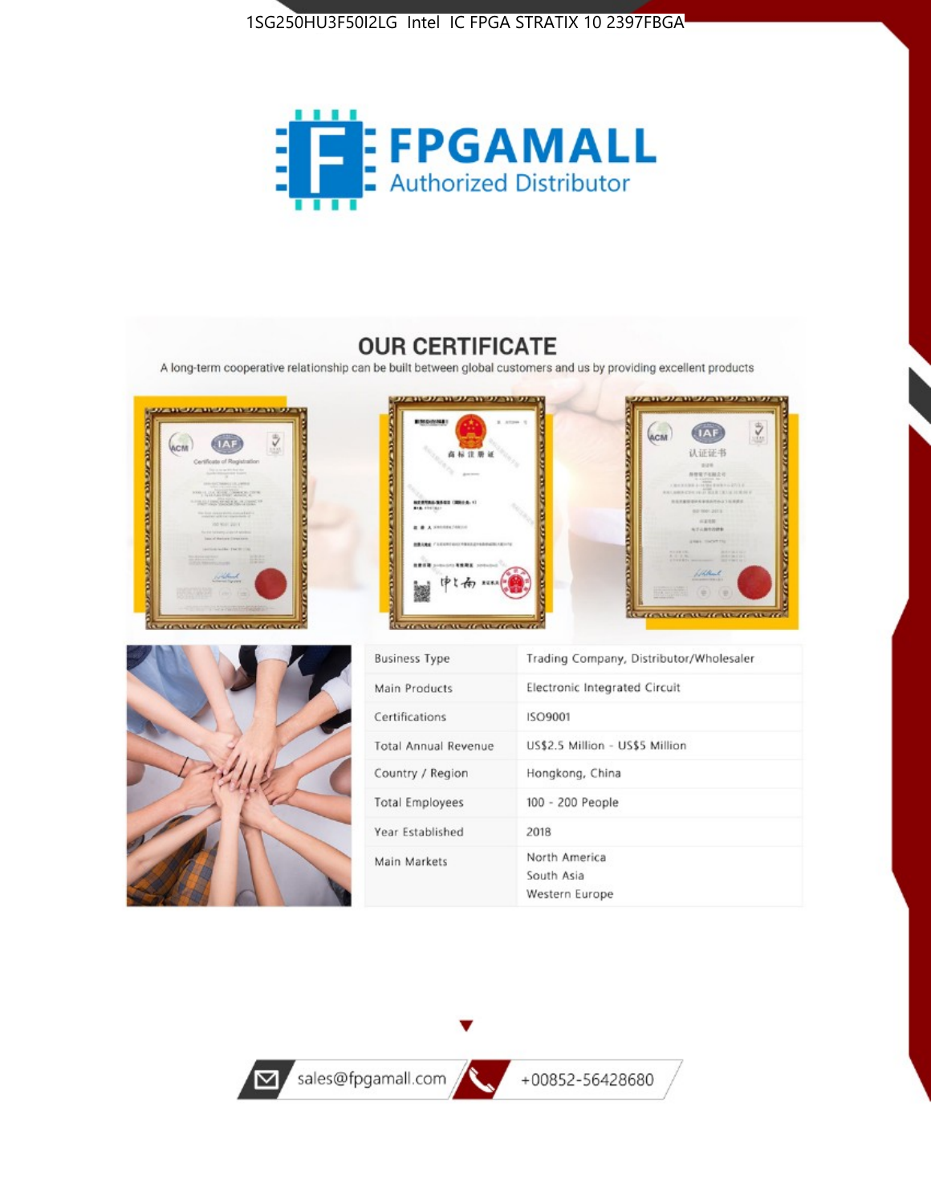FPGAMALL

Authorized Distributor

## OUR CERTIFICATE

A long-term cooperative relationship can be built between global customers and us by providing excellent products

| | |
|---|---|
| Business Type | Trading Company, Distributor/Wholesaler |
| Main Products | Electronic Integrated Circuit |
| Certifications | ISO9001 |
| Total Annual Revenue | US$2.5 Million - US$5 Million |
| Country / Region | Hongkong, China |
| Total Employees | 100 - 200 People |
| Year Established | 2018 |
| Main Markets | North America<br>South Asia<br>Western Europe |

sales@fpgamall.com

+00852-56428680